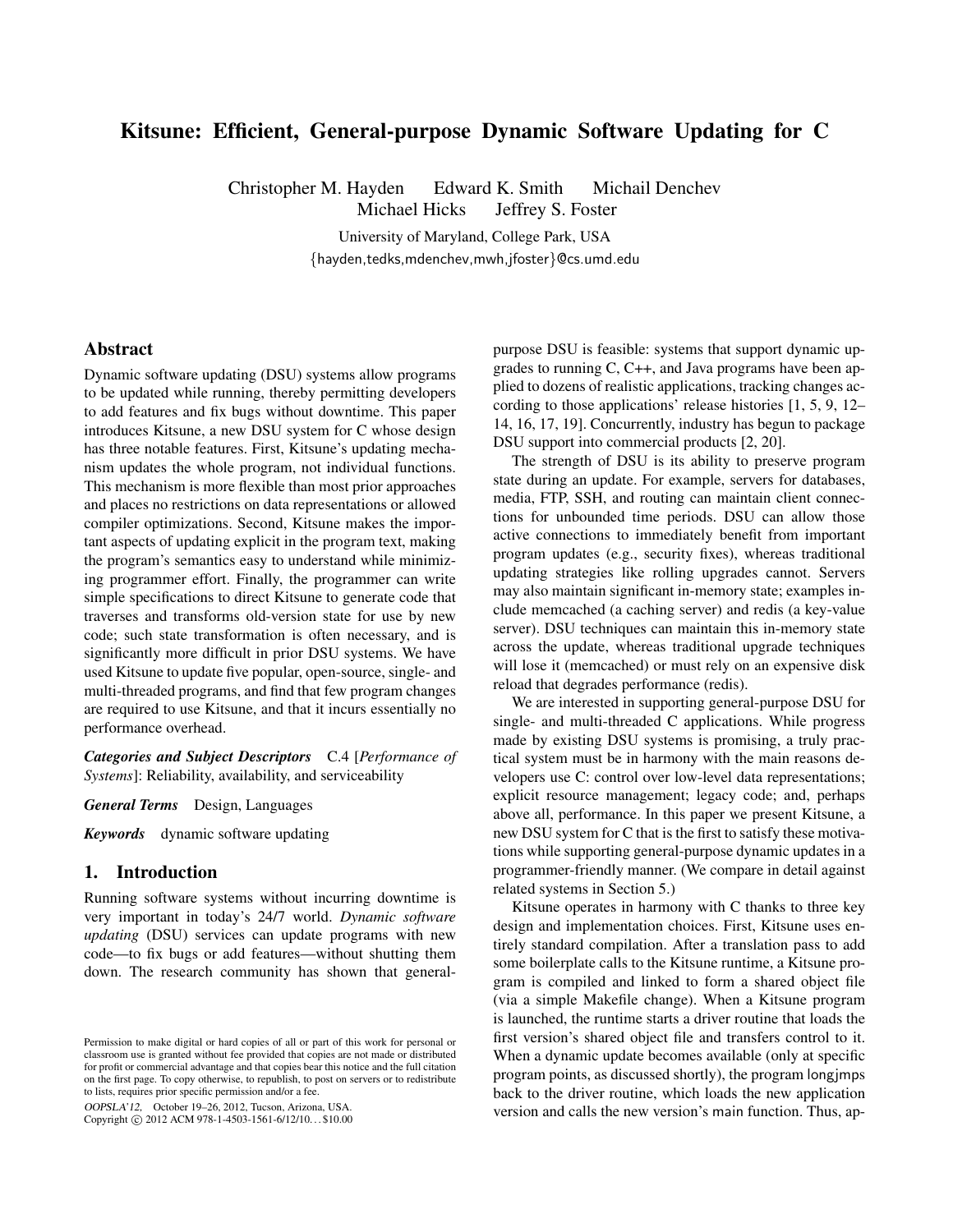# Kitsune: Efficient, General-purpose Dynamic Software Updating for C

Christopher M. Hayden   Edward K. Smith   Michail Denchev
Michael Hicks   Jeffrey S. Foster

University of Maryland, College Park, USA
{hayden,tedks,mdenchev,mwh,jfoster}@cs.umd.edu

## Abstract

Dynamic software updating (DSU) systems allow programs to be updated while running, thereby permitting developers to add features and fix bugs without downtime. This paper introduces Kitsune, a new DSU system for C whose design has three notable features. First, Kitsune's updating mechanism updates the whole program, not individual functions. This mechanism is more flexible than most prior approaches and places no restrictions on data representations or allowed compiler optimizations. Second, Kitsune makes the important aspects of updating explicit in the program text, making the program's semantics easy to understand while minimizing programmer effort. Finally, the programmer can write simple specifications to direct Kitsune to generate code that traverses and transforms old-version state for use by new code; such state transformation is often necessary, and is significantly more difficult in prior DSU systems. We have used Kitsune to update five popular, open-source, single- and multi-threaded programs, and find that few program changes are required to use Kitsune, and that it incurs essentially no performance overhead.

***Categories and Subject Descriptors*** C.4 [*Performance of Systems*]: Reliability, availability, and serviceability

***General Terms*** Design, Languages

***Keywords*** dynamic software updating

## 1. Introduction

Running software systems without incurring downtime is very important in today's 24/7 world. *Dynamic software updating* (DSU) services can update programs with new code—to fix bugs or add features—without shutting them down. The research community has shown that general-purpose DSU is feasible: systems that support dynamic upgrades to running C, C++, and Java programs have been applied to dozens of realistic applications, tracking changes according to those applications' release histories [1, 5, 9, 12–14, 16, 17, 19]. Concurrently, industry has begun to package DSU support into commercial products [2, 20].

The strength of DSU is its ability to preserve program state during an update. For example, servers for databases, media, FTP, SSH, and routing can maintain client connections for unbounded time periods. DSU can allow those active connections to immediately benefit from important program updates (e.g., security fixes), whereas traditional updating strategies like rolling upgrades cannot. Servers may also maintain significant in-memory state; examples include memcached (a caching server) and redis (a key-value server). DSU techniques can maintain this in-memory state across the update, whereas traditional upgrade techniques will lose it (memcached) or must rely on an expensive disk reload that degrades performance (redis).

We are interested in supporting general-purpose DSU for single- and multi-threaded C applications. While progress made by existing DSU systems is promising, a truly practical system must be in harmony with the main reasons developers use C: control over low-level data representations; explicit resource management; legacy code; and, perhaps above all, performance. In this paper we present Kitsune, a new DSU system for C that is the first to satisfy these motivations while supporting general-purpose dynamic updates in a programmer-friendly manner. (We compare in detail against related systems in Section 5.)

Kitsune operates in harmony with C thanks to three key design and implementation choices. First, Kitsune uses entirely standard compilation. After a translation pass to add some boilerplate calls to the Kitsune runtime, a Kitsune program is compiled and linked to form a shared object file (via a simple Makefile change). When a Kitsune program is launched, the runtime starts a driver routine that loads the first version's shared object file and transfers control to it. When a dynamic update becomes available (only at specific program points, as discussed shortly), the program longjmps back to the driver routine, which loads the new application version and calls the new version's main function. Thus, ap-

Permission to make digital or hard copies of all or part of this work for personal or classroom use is granted without fee provided that copies are not made or distributed for profit or commercial advantage and that copies bear this notice and the full citation on the first page. To copy otherwise, to republish, to post on servers or to redistribute to lists, requires prior specific permission and/or a fee.

*OOPSLA'12,* October 19–26, 2012, Tucson, Arizona, USA.
Copyright © 2012 ACM 978-1-4503-1561-6/12/10...$10.00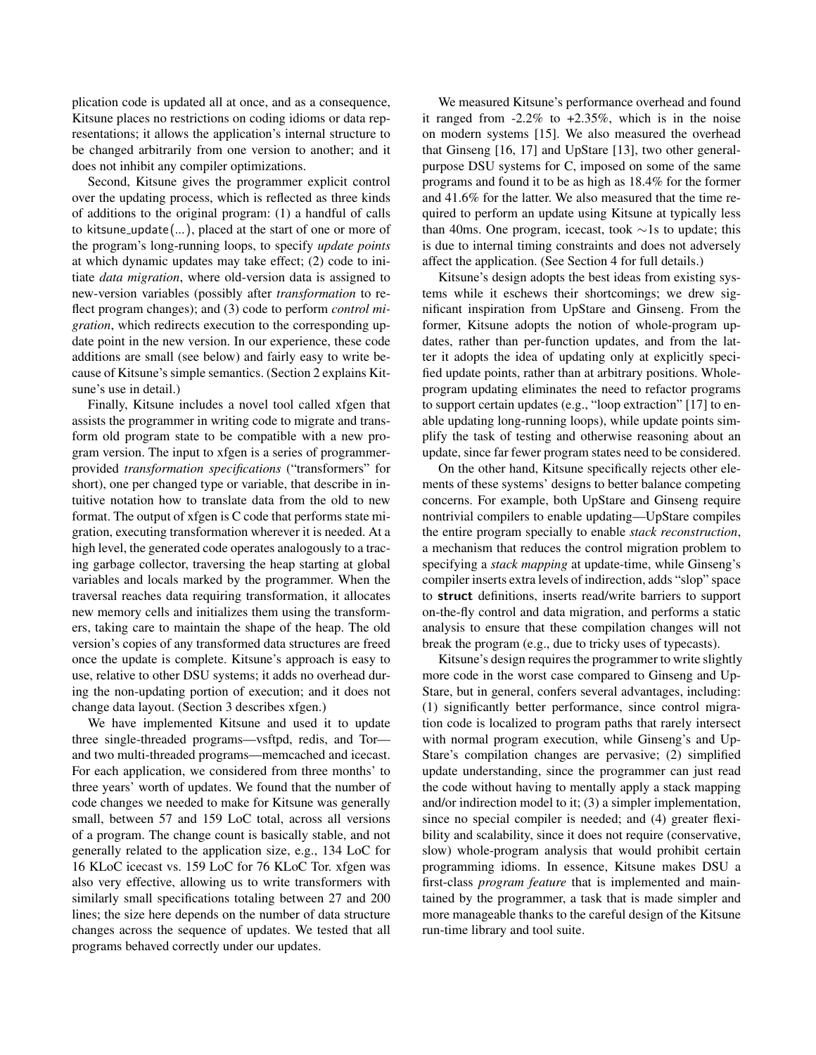plication code is updated all at once, and as a consequence, Kitsune places no restrictions on coding idioms or data representations; it allows the application's internal structure to be changed arbitrarily from one version to another; and it does not inhibit any compiler optimizations.

Second, Kitsune gives the programmer explicit control over the updating process, which is reflected as three kinds of additions to the original program: (1) a handful of calls to kitsune_update(...), placed at the start of one or more of the program's long-running loops, to specify *update points* at which dynamic updates may take effect; (2) code to initiate *data migration*, where old-version data is assigned to new-version variables (possibly after *transformation* to reflect program changes); and (3) code to perform *control migration*, which redirects execution to the corresponding update point in the new version. In our experience, these code additions are small (see below) and fairly easy to write because of Kitsune's simple semantics. (Section 2 explains Kitsune's use in detail.)

Finally, Kitsune includes a novel tool called xfgen that assists the programmer in writing code to migrate and transform old program state to be compatible with a new program version. The input to xfgen is a series of programmer-provided *transformation specifications* ("transformers" for short), one per changed type or variable, that describe in intuitive notation how to translate data from the old to new format. The output of xfgen is C code that performs state migration, executing transformation wherever it is needed. At a high level, the generated code operates analogously to a tracing garbage collector, traversing the heap starting at global variables and locals marked by the programmer. When the traversal reaches data requiring transformation, it allocates new memory cells and initializes them using the transformers, taking care to maintain the shape of the heap. The old version's copies of any transformed data structures are freed once the update is complete. Kitsune's approach is easy to use, relative to other DSU systems; it adds no overhead during the non-updating portion of execution; and it does not change data layout. (Section 3 describes xfgen.)

We have implemented Kitsune and used it to update three single-threaded programs—vsftpd, redis, and Tor—and two multi-threaded programs—memcached and icecast. For each application, we considered from three months' to three years' worth of updates. We found that the number of code changes we needed to make for Kitsune was generally small, between 57 and 159 LoC total, across all versions of a program. The change count is basically stable, and not generally related to the application size, e.g., 134 LoC for 16 KLoC icecast vs. 159 LoC for 76 KLoC Tor. xfgen was also very effective, allowing us to write transformers with similarly small specifications totaling between 27 and 200 lines; the size here depends on the number of data structure changes across the sequence of updates. We tested that all programs behaved correctly under our updates.

We measured Kitsune's performance overhead and found it ranged from -2.2% to +2.35%, which is in the noise on modern systems [15]. We also measured the overhead that Ginseng [16, 17] and UpStare [13], two other general-purpose DSU systems for C, imposed on some of the same programs and found it to be as high as 18.4% for the former and 41.6% for the latter. We also measured that the time required to perform an update using Kitsune at typically less than 40ms. One program, icecast, took $\sim$1s to update; this is due to internal timing constraints and does not adversely affect the application. (See Section 4 for full details.)

Kitsune's design adopts the best ideas from existing systems while it eschews their shortcomings; we drew significant inspiration from UpStare and Ginseng. From the former, Kitsune adopts the notion of whole-program updates, rather than per-function updates, and from the latter it adopts the idea of updating only at explicitly specified update points, rather than at arbitrary positions. Whole-program updating eliminates the need to refactor programs to support certain updates (e.g., "loop extraction" [17] to enable updating long-running loops), while update points simplify the task of testing and otherwise reasoning about an update, since far fewer program states need to be considered.

On the other hand, Kitsune specifically rejects other elements of these systems' designs to better balance competing concerns. For example, both UpStare and Ginseng require nontrivial compilers to enable updating—UpStare compiles the entire program specially to enable *stack reconstruction*, a mechanism that reduces the control migration problem to specifying a *stack mapping* at update-time, while Ginseng's compiler inserts extra levels of indirection, adds "slop" space to **struct** definitions, inserts read/write barriers to support on-the-fly control and data migration, and performs a static analysis to ensure that these compilation changes will not break the program (e.g., due to tricky uses of typecasts).

Kitsune's design requires the programmer to write slightly more code in the worst case compared to Ginseng and UpStare, but in general, confers several advantages, including: (1) significantly better performance, since control migration code is localized to program paths that rarely intersect with normal program execution, while Ginseng's and UpStare's compilation changes are pervasive; (2) simplified update understanding, since the programmer can just read the code without having to mentally apply a stack mapping and/or indirection model to it; (3) a simpler implementation, since no special compiler is needed; and (4) greater flexibility and scalability, since it does not require (conservative, slow) whole-program analysis that would prohibit certain programming idioms. In essence, Kitsune makes DSU a first-class *program feature* that is implemented and maintained by the programmer, a task that is made simpler and more manageable thanks to the careful design of the Kitsune run-time library and tool suite.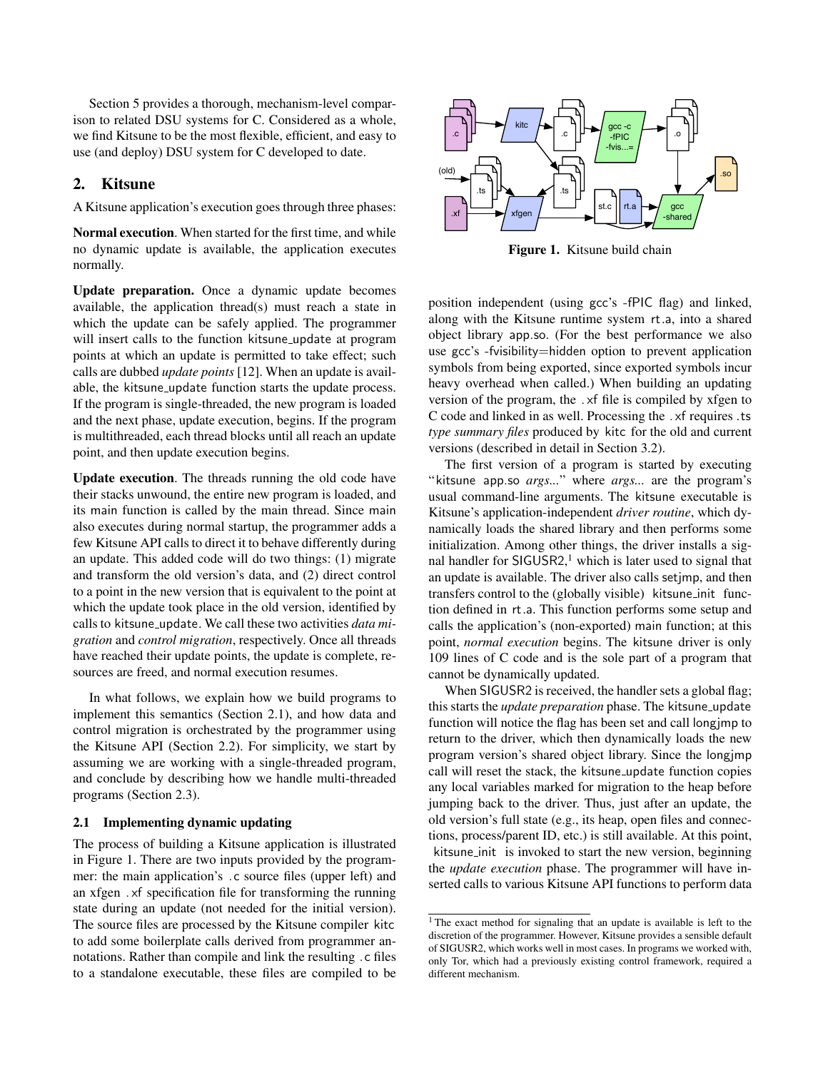Section 5 provides a thorough, mechanism-level comparison to related DSU systems for C. Considered as a whole, we find Kitsune to be the most flexible, efficient, and easy to use (and deploy) DSU system for C developed to date.

## 2. Kitsune

A Kitsune application's execution goes through three phases:

**Normal execution**. When started for the first time, and while no dynamic update is available, the application executes normally.

**Update preparation.** Once a dynamic update becomes available, the application thread(s) must reach a state in which the update can be safely applied. The programmer will insert calls to the function kitsune_update at program points at which an update is permitted to take effect; such calls are dubbed *update points* [12]. When an update is available, the kitsune_update function starts the update process. If the program is single-threaded, the new program is loaded and the next phase, update execution, begins. If the program is multithreaded, each thread blocks until all reach an update point, and then update execution begins.

**Update execution**. The threads running the old code have their stacks unwound, the entire new program is loaded, and its main function is called by the main thread. Since main also executes during normal startup, the programmer adds a few Kitsune API calls to direct it to behave differently during an update. This added code will do two things: (1) migrate and transform the old version's data, and (2) direct control to a point in the new version that is equivalent to the point at which the update took place in the old version, identified by calls to kitsune_update. We call these two activities *data migration* and *control migration*, respectively. Once all threads have reached their update points, the update is complete, resources are freed, and normal execution resumes.

In what follows, we explain how we build programs to implement this semantics (Section 2.1), and how data and control migration is orchestrated by the programmer using the Kitsune API (Section 2.2). For simplicity, we start by assuming we are working with a single-threaded program, and conclude by describing how we handle multi-threaded programs (Section 2.3).

### 2.1 Implementing dynamic updating

The process of building a Kitsune application is illustrated in Figure 1. There are two inputs provided by the programmer: the main application's .c source files (upper left) and an xfgen .xf specification file for transforming the running state during an update (not needed for the initial version). The source files are processed by the Kitsune compiler kitc to add some boilerplate calls derived from programmer annotations. Rather than compile and link the resulting .c files to a standalone executable, these files are compiled to be position independent (using gcc's -fPIC flag) and linked, along with the Kitsune runtime system rt.a, into a shared object library app.so. (For the best performance we also use gcc's -fvisibility=hidden option to prevent application symbols from being exported, since exported symbols incur heavy overhead when called.) When building an updating version of the program, the .xf file is compiled by xfgen to C code and linked in as well. Processing the .xf requires .ts *type summary files* produced by kitc for the old and current versions (described in detail in Section 3.2).

**Figure 1.** Kitsune build chain

The first version of a program is started by executing "kitsune app.so *args...*" where *args...* are the program's usual command-line arguments. The kitsune executable is Kitsune's application-independent *driver routine*, which dynamically loads the shared library and then performs some initialization. Among other things, the driver installs a signal handler for SIGUSR2,[1] which is later used to signal that an update is available. The driver also calls setjmp, and then transfers control to the (globally visible) kitsune_init function defined in rt.a. This function performs some setup and calls the application's (non-exported) main function; at this point, *normal execution* begins. The kitsune driver is only 109 lines of C code and is the sole part of a program that cannot be dynamically updated.

When SIGUSR2 is received, the handler sets a global flag; this starts the *update preparation* phase. The kitsune_update function will notice the flag has been set and call longjmp to return to the driver, which then dynamically loads the new program version's shared object library. Since the longjmp call will reset the stack, the kitsune_update function copies any local variables marked for migration to the heap before jumping back to the driver. Thus, just after an update, the old version's full state (e.g., its heap, open files and connections, process/parent ID, etc.) is still available. At this point, kitsune_init is invoked to start the new version, beginning the *update execution* phase. The programmer will have inserted calls to various Kitsune API functions to perform data

[1] The exact method for signaling that an update is available is left to the discretion of the programmer. However, Kitsune provides a sensible default of SIGUSR2, which works well in most cases. In programs we worked with, only Tor, which had a previously existing control framework, required a different mechanism.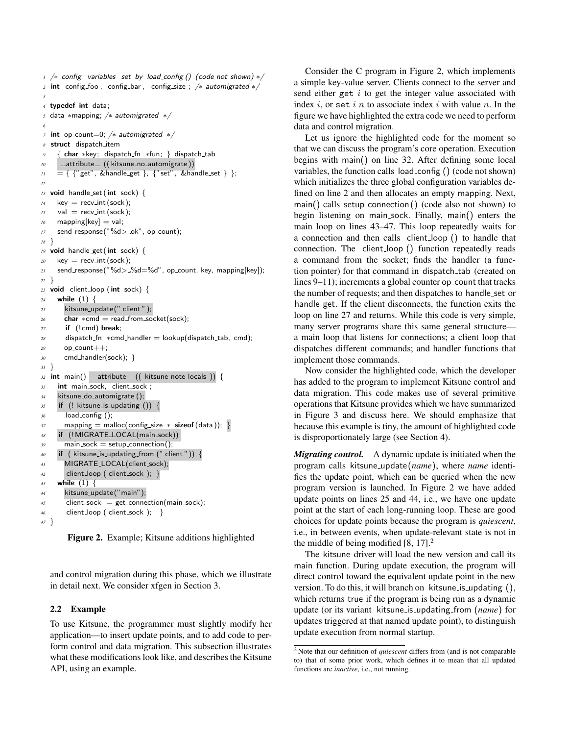```c
1  /* config variables set by load_config () (code not shown) */
2  int config_foo , config_bar , config_size ; /* automigrated */
3
4  typedef int data;
5  data *mapping; /* automigrated */
6
7  int op_count=0; /* automigrated */
8  struct dispatch_item
9    { char *key; dispatch_fn *fun; } dispatch_tab
10   __attribute__ ((kitsune_no_automigrate))
11   = { {"get", &handle_get }, {"set", &handle_set } };
12
13 void handle_set (int sock) {
14   key = recv_int (sock);
15   val = recv_int (sock);
16   mapping[key] = val;
17   send_response("%d> ok", op_count);
18 }
19 void handle_get(int sock) {
20   key = recv_int (sock);
21   send_response("%d> %d=%d", op_count, key, mapping[key]);
22 }
23 void client_loop (int sock) {
24   while (1) {
25     kitsune_update(" client ");
26     char *cmd = read_from_socket(sock);
27     if (!cmd) break;
28     dispatch_fn *cmd_handler = lookup(dispatch_tab, cmd);
29     op_count++;
30     cmd_handler(sock); }
31 }
32 int main() __attribute__ (( kitsune_note_locals )) {
33   int main_sock, client_sock ;
34   kitsune_do_automigrate ();
35   if (! kitsune_is_updating ()) {
36     load_config ();
37     mapping = malloc(config_size * sizeof(data)); }
38   if (!MIGRATE_LOCAL(main_sock))
39     main_sock = setup_connection();
40   if ( kitsune_is_updating_from (" client ")) {
41     MIGRATE_LOCAL(client_sock);
42     client_loop ( client_sock ); }
43   while (1) {
44     kitsune_update("main");
45     client_sock = get_connection(main_sock);
46     client_loop ( client_sock ); }
47 }
```

**Figure 2.** Example; Kitsune additions highlighted

and control migration during this phase, which we illustrate in detail next. We consider xfgen in Section 3.

### 2.2 Example

To use Kitsune, the programmer must slightly modify her application—to insert update points, and to add code to perform control and data migration. This subsection illustrates what these modifications look like, and describes the Kitsune API, using an example.

Consider the C program in Figure 2, which implements a simple key-value server. Clients connect to the server and send either `get` $i$ to get the integer value associated with index $i$, or `set` $i$ $n$ to associate index $i$ with value $n$. In the figure we have highlighted the extra code we need to perform data and control migration.

Let us ignore the highlighted code for the moment so that we can discuss the program's core operation. Execution begins with main() on line 32. After defining some local variables, the function calls load_config () (code not shown) which initializes the three global configuration variables defined on line 2 and then allocates an empty mapping. Next, main() calls setup_connection() (code also not shown) to begin listening on main_sock. Finally, main() enters the main loop on lines 43–47. This loop repeatedly waits for a connection and then calls client_loop () to handle that connection. The client_loop () function repeatedly reads a command from the socket; finds the handler (a function pointer) for that command in dispatch_tab (created on lines 9–11); increments a global counter op_count that tracks the number of requests; and then dispatches to handle_set or handle_get. If the client disconnects, the function exits the loop on line 27 and returns. While this code is very simple, many server programs share this same general structure—a main loop that listens for connections; a client loop that dispatches different commands; and handler functions that implement those commands.

Now consider the highlighted code, which the developer has added to the program to implement Kitsune control and data migration. This code makes use of several primitive operations that Kitsune provides which we have summarized in Figure 3 and discuss here. We should emphasize that because this example is tiny, the amount of highlighted code is disproportionately large (see Section 4).

***Migrating control.*** A dynamic update is initiated when the program calls kitsune_update(*name*), where *name* identifies the update point, which can be queried when the new program version is launched. In Figure 2 we have added update points on lines 25 and 44, i.e., we have one update point at the start of each long-running loop. These are good choices for update points because the program is *quiescent*, i.e., in between events, when update-relevant state is not in the middle of being modified [8, 17].[2]

The kitsune driver will load the new version and call its main function. During update execution, the program will direct control toward the equivalent update point in the new version. To do this, it will branch on kitsune_is_updating (), which returns true if the program is being run as a dynamic update (or its variant kitsune_is_updating_from (*name*) for updates triggered at that named update point), to distinguish update execution from normal startup.

[2] Note that our definition of *quiescent* differs from (and is not comparable to) that of some prior work, which defines it to mean that all updated functions are *inactive*, i.e., not running.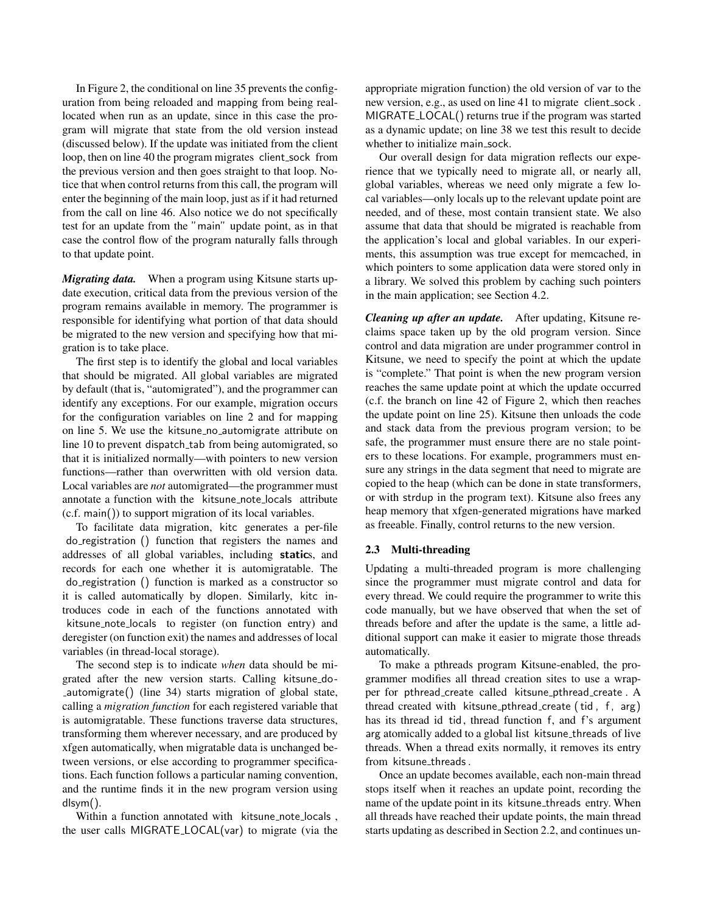In Figure 2, the conditional on line 35 prevents the configuration from being reloaded and mapping from being reallocated when run as an update, since in this case the program will migrate that state from the old version instead (discussed below). If the update was initiated from the client loop, then on line 40 the program migrates client_sock from the previous version and then goes straight to that loop. Notice that when control returns from this call, the program will enter the beginning of the main loop, just as if it had returned from the call on line 46. Also notice we do not specifically test for an update from the "main" update point, as in that case the control flow of the program naturally falls through to that update point.

***Migrating data.*** When a program using Kitsune starts update execution, critical data from the previous version of the program remains available in memory. The programmer is responsible for identifying what portion of that data should be migrated to the new version and specifying how that migration is to take place.

The first step is to identify the global and local variables that should be migrated. All global variables are migrated by default (that is, "automigrated"), and the programmer can identify any exceptions. For our example, migration occurs for the configuration variables on line 2 and for mapping on line 5. We use the kitsune_no_automigrate attribute on line 10 to prevent dispatch_tab from being automigrated, so that it is initialized normally—with pointers to new version functions—rather than overwritten with old version data. Local variables are *not* automigrated—the programmer must annotate a function with the kitsune_note_locals attribute (c.f. main()) to support migration of its local variables.

To facilitate data migration, kitc generates a per-file do_registration () function that registers the names and addresses of all global variables, including **static**s, and records for each one whether it is automigratable. The do_registration () function is marked as a constructor so it is called automatically by dlopen. Similarly, kitc introduces code in each of the functions annotated with kitsune_note_locals to register (on function entry) and deregister (on function exit) the names and addresses of local variables (in thread-local storage).

The second step is to indicate *when* data should be migrated after the new version starts. Calling kitsune_do_automigrate() (line 34) starts migration of global state, calling a *migration function* for each registered variable that is automigratable. These functions traverse data structures, transforming them wherever necessary, and are produced by xfgen automatically, when migratable data is unchanged between versions, or else according to programmer specifications. Each function follows a particular naming convention, and the runtime finds it in the new program version using dlsym().

Within a function annotated with kitsune_note_locals, the user calls MIGRATE_LOCAL(var) to migrate (via the appropriate migration function) the old version of var to the new version, e.g., as used on line 41 to migrate client_sock. MIGRATE_LOCAL() returns true if the program was started as a dynamic update; on line 38 we test this result to decide whether to initialize main_sock.

Our overall design for data migration reflects our experience that we typically need to migrate all, or nearly all, global variables, whereas we need only migrate a few local variables—only locals up to the relevant update point are needed, and of these, most contain transient state. We also assume that data that should be migrated is reachable from the application's local and global variables. In our experiments, this assumption was true except for memcached, in which pointers to some application data were stored only in a library. We solved this problem by caching such pointers in the main application; see Section 4.2.

***Cleaning up after an update.*** After updating, Kitsune reclaims space taken up by the old program version. Since control and data migration are under programmer control in Kitsune, we need to specify the point at which the update is "complete." That point is when the new program version reaches the same update point at which the update occurred (c.f. the branch on line 42 of Figure 2, which then reaches the update point on line 25). Kitsune then unloads the code and stack data from the previous program version; to be safe, the programmer must ensure there are no stale pointers to these locations. For example, programmers must ensure any strings in the data segment that need to migrate are copied to the heap (which can be done in state transformers, or with strdup in the program text). Kitsune also frees any heap memory that xfgen-generated migrations have marked as freeable. Finally, control returns to the new version.

### 2.3 Multi-threading

Updating a multi-threaded program is more challenging since the programmer must migrate control and data for every thread. We could require the programmer to write this code manually, but we have observed that when the set of threads before and after the update is the same, a little additional support can make it easier to migrate those threads automatically.

To make a pthreads program Kitsune-enabled, the programmer modifies all thread creation sites to use a wrapper for pthread_create called kitsune_pthread_create. A thread created with kitsune_pthread_create (tid, f, arg) has its thread id tid, thread function f, and f's argument arg atomically added to a global list kitsune_threads of live threads. When a thread exits normally, it removes its entry from kitsune_threads.

Once an update becomes available, each non-main thread stops itself when it reaches an update point, recording the name of the update point in its kitsune_threads entry. When all threads have reached their update points, the main thread starts updating as described in Section 2.2, and continues un-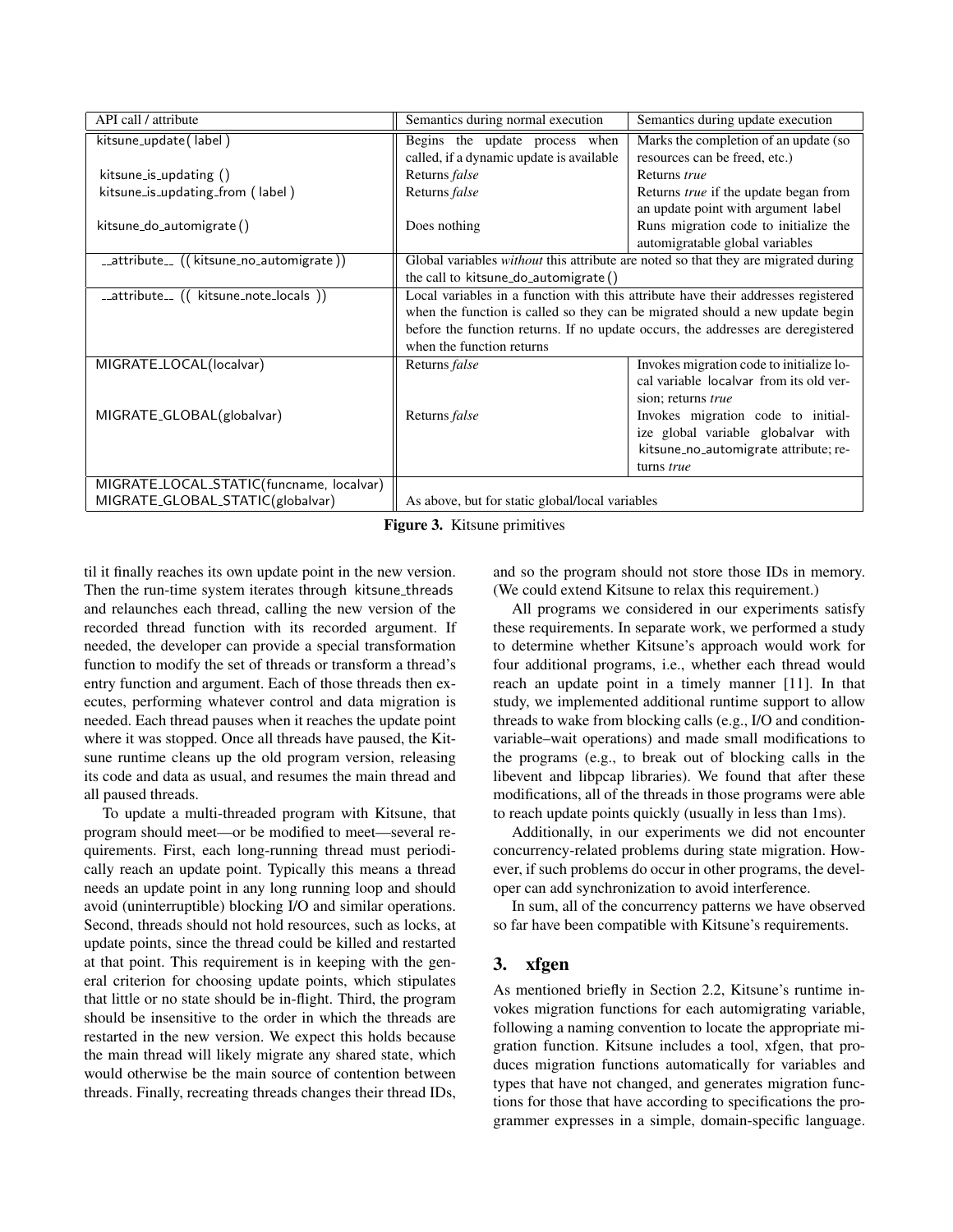| API call / attribute | Semantics during normal execution | Semantics during update execution |
| --- | --- | --- |
| kitsune_update( label ) | Begins the update process when called, if a dynamic update is available | Marks the completion of an update (so resources can be freed, etc.) |
| kitsune_is_updating () | Returns *false* | Returns *true* |
| kitsune_is_updating_from ( label ) | Returns *false* | Returns *true* if the update began from an update point with argument label |
| kitsune_do_automigrate () | Does nothing | Runs migration code to initialize the automigratable global variables |
| __attribute__ (( kitsune_no_automigrate )) | Global variables *without* this attribute are noted so that they are migrated during the call to kitsune_do_automigrate () | |
| __attribute__ (( kitsune_note_locals )) | Local variables in a function with this attribute have their addresses registered when the function is called so they can be migrated should a new update begin before the function returns. If no update occurs, the addresses are deregistered when the function returns | |
| MIGRATE_LOCAL(localvar) | Returns *false* | Invokes migration code to initialize local variable localvar from its old version; returns *true* |
| MIGRATE_GLOBAL(globalvar) | Returns *false* | Invokes migration code to initialize global variable globalvar with kitsune_no_automigrate attribute; returns *true* |
| MIGRATE_LOCAL_STATIC(funcname, localvar)<br>MIGRATE_GLOBAL_STATIC(globalvar) | As above, but for static global/local variables | |

**Figure 3.** Kitsune primitives

til it finally reaches its own update point in the new version. Then the run-time system iterates through kitsune_threads and relaunches each thread, calling the new version of the recorded thread function with its recorded argument. If needed, the developer can provide a special transformation function to modify the set of threads or transform a thread's entry function and argument. Each of those threads then executes, performing whatever control and data migration is needed. Each thread pauses when it reaches the update point where it was stopped. Once all threads have paused, the Kitsune runtime cleans up the old program version, releasing its code and data as usual, and resumes the main thread and all paused threads.

To update a multi-threaded program with Kitsune, that program should meet—or be modified to meet—several requirements. First, each long-running thread must periodically reach an update point. Typically this means a thread needs an update point in any long running loop and should avoid (uninterruptible) blocking I/O and similar operations. Second, threads should not hold resources, such as locks, at update points, since the thread could be killed and restarted at that point. This requirement is in keeping with the general criterion for choosing update points, which stipulates that little or no state should be in-flight. Third, the program should be insensitive to the order in which the threads are restarted in the new version. We expect this holds because the main thread will likely migrate any shared state, which would otherwise be the main source of contention between threads. Finally, recreating threads changes their thread IDs, and so the program should not store those IDs in memory. (We could extend Kitsune to relax this requirement.)

All programs we considered in our experiments satisfy these requirements. In separate work, we performed a study to determine whether Kitsune's approach would work for four additional programs, i.e., whether each thread would reach an update point in a timely manner [11]. In that study, we implemented additional runtime support to allow threads to wake from blocking calls (e.g., I/O and condition-variable–wait operations) and made small modifications to the programs (e.g., to break out of blocking calls in the libevent and libpcap libraries). We found that after these modifications, all of the threads in those programs were able to reach update points quickly (usually in less than 1ms).

Additionally, in our experiments we did not encounter concurrency-related problems during state migration. However, if such problems do occur in other programs, the developer can add synchronization to avoid interference.

In sum, all of the concurrency patterns we have observed so far have been compatible with Kitsune's requirements.

## 3. xfgen

As mentioned briefly in Section 2.2, Kitsune's runtime invokes migration functions for each automigrating variable, following a naming convention to locate the appropriate migration function. Kitsune includes a tool, xfgen, that produces migration functions automatically for variables and types that have not changed, and generates migration functions for those that have according to specifications the programmer expresses in a simple, domain-specific language.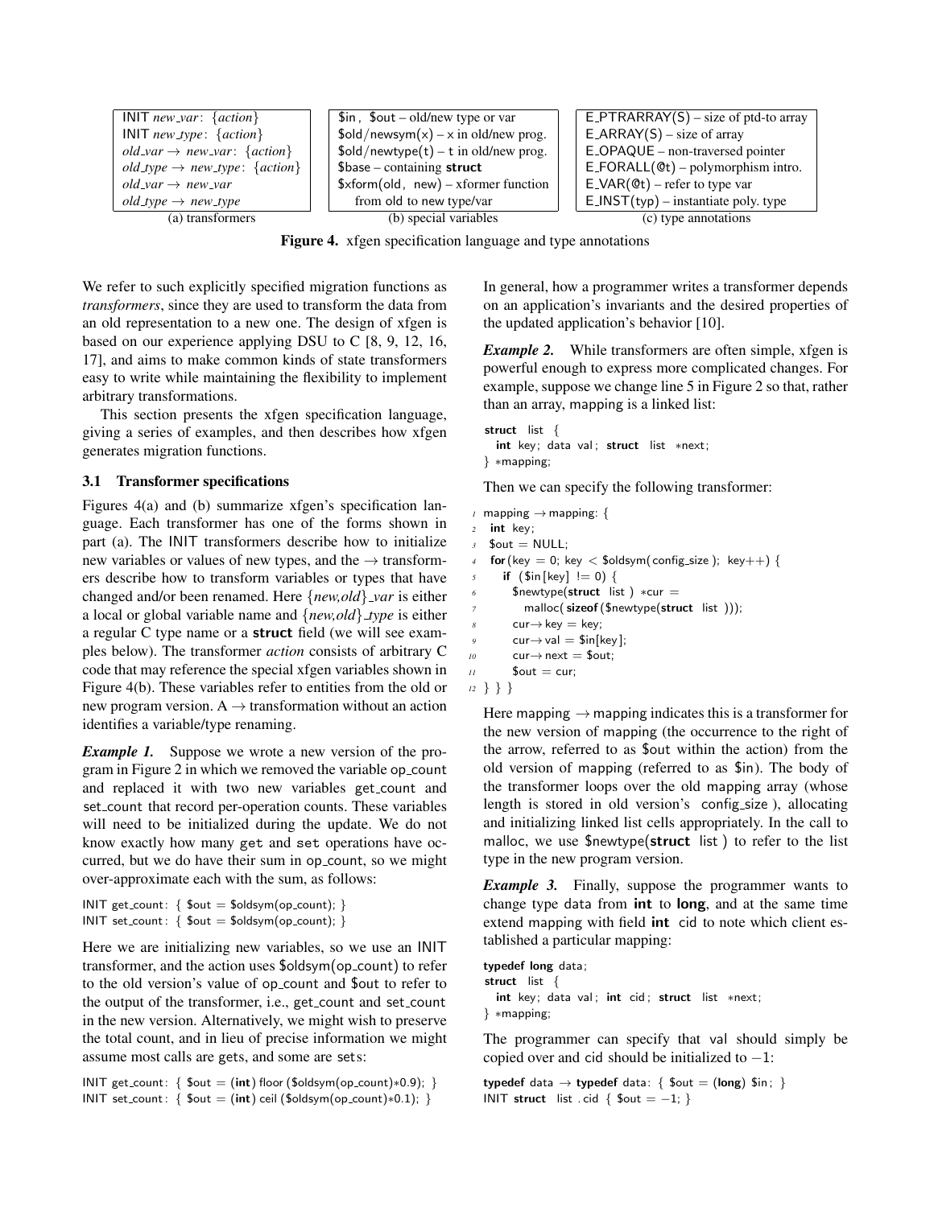| (a) transformers | (b) special variables | (c) type annotations |
|---|---|---|
| INIT *new_var*: {*action*} | $in, $out – old/new type or var | E_PTRARRAY(S) – size of ptd-to array |
| INIT *new_type*: {*action*} | $old/newsym(x) – x in old/new prog. | E_ARRAY(S) – size of array |
| *old_var* → *new_var*: {*action*} | $old/newtype(t) – t in old/new prog. | E_OPAQUE – non-traversed pointer |
| *old_type* → *new_type*: {*action*} | $base – containing **struct** | E_FORALL(@t) – polymorphism intro. |
| *old_var* → *new_var* | $xform(old, new) – xformer function from old to new type/var | E_VAR(@t) – refer to type var |
| *old_type* → *new_type* | | E_INST(typ) – instantiate poly. type |

**Figure 4.** xfgen specification language and type annotations

We refer to such explicitly specified migration functions as *transformers*, since they are used to transform the data from an old representation to a new one. The design of xfgen is based on our experience applying DSU to C [8, 9, 12, 16, 17], and aims to make common kinds of state transformers easy to write while maintaining the flexibility to implement arbitrary transformations.

This section presents the xfgen specification language, giving a series of examples, and then describes how xfgen generates migration functions.

### 3.1 Transformer specifications

Figures 4(a) and (b) summarize xfgen's specification language. Each transformer has one of the forms shown in part (a). The INIT transformers describe how to initialize new variables or values of new types, and the → transformers describe how to transform variables or types that have changed and/or been renamed. Here {*new,old*}*_var* is either a local or global variable name and {*new,old*}*_type* is either a regular C type name or a **struct** field (we will see examples below). The transformer *action* consists of arbitrary C code that may reference the special xfgen variables shown in Figure 4(b). These variables refer to entities from the old or new program version. A → transformation without an action identifies a variable/type renaming.

***Example 1.*** Suppose we wrote a new version of the program in Figure 2 in which we removed the variable op_count and replaced it with two new variables get_count and set_count that record per-operation counts. These variables will need to be initialized during the update. We do not know exactly how many get and set operations have occurred, but we do have their sum in op_count, so we might over-approximate each with the sum, as follows:

```
INIT get_count: { $out = $oldsym(op_count); }
INIT set_count: { $out = $oldsym(op_count); }
```

Here we are initializing new variables, so we use an INIT transformer, and the action uses $oldsym(op_count) to refer to the old version's value of op_count and $out to refer to the output of the transformer, i.e., get_count and set_count in the new version. Alternatively, we might wish to preserve the total count, and in lieu of precise information we might assume most calls are gets, and some are sets:

```
INIT get_count: { $out = (int) floor ($oldsym(op_count)*0.9); }
INIT set_count: { $out = (int) ceil ($oldsym(op_count)*0.1); }
```

In general, how a programmer writes a transformer depends on an application's invariants and the desired properties of the updated application's behavior [10].

***Example 2.*** While transformers are often simple, xfgen is powerful enough to express more complicated changes. For example, suppose we change line 5 in Figure 2 so that, rather than an array, mapping is a linked list:

```
struct list {
  int key; data val; struct list *next;
} *mapping;
```

Then we can specify the following transformer:

```
1  mapping → mapping: {
2   int key;
3   $out = NULL;
4   for(key = 0; key < $oldsym(config_size); key++) {
5     if ($in[key] != 0) {
6       $newtype(struct list) *cur =
7         malloc(sizeof($newtype(struct list)));
8       cur→key = key;
9       cur→val = $in[key];
10      cur→next = $out;
11      $out = cur;
12 } } }
```

Here mapping → mapping indicates this is a transformer for the new version of mapping (the occurrence to the right of the arrow, referred to as $out within the action) from the old version of mapping (referred to as $in). The body of the transformer loops over the old mapping array (whose length is stored in old version's config_size), allocating and initializing linked list cells appropriately. In the call to malloc, we use $newtype(**struct** list) to refer to the list type in the new program version.

***Example 3.*** Finally, suppose the programmer wants to change type data from **int** to **long**, and at the same time extend mapping with field **int** cid to note which client established a particular mapping:

```
typedef long data;
struct list {
  int key; data val; int cid; struct list *next;
} *mapping;
```

The programmer can specify that val should simply be copied over and cid should be initialized to −1:

```
typedef data → typedef data: { $out = (long) $in; }
INIT struct list . cid { $out = −1; }
```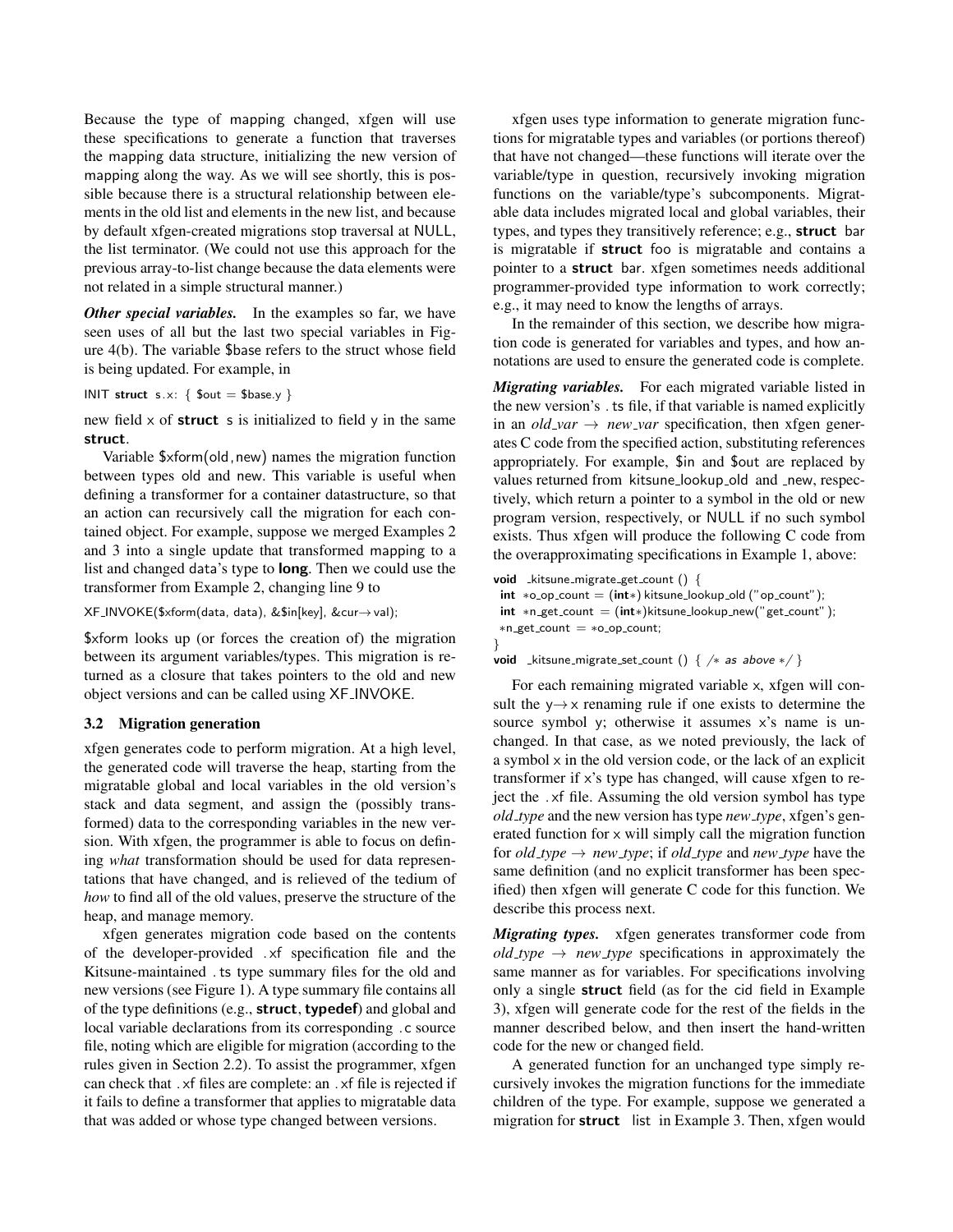Because the type of mapping changed, xfgen will use these specifications to generate a function that traverses the mapping data structure, initializing the new version of mapping along the way. As we will see shortly, this is possible because there is a structural relationship between elements in the old list and elements in the new list, and because by default xfgen-created migrations stop traversal at NULL, the list terminator. (We could not use this approach for the previous array-to-list change because the data elements were not related in a simple structural manner.)

***Other special variables.*** In the examples so far, we have seen uses of all but the last two special variables in Figure 4(b). The variable $base refers to the struct whose field is being updated. For example, in

```
INIT struct s.x: { $out = $base.y }
```

new field x of **struct** s is initialized to field y in the same **struct**.

Variable $xform(old,new) names the migration function between types old and new. This variable is useful when defining a transformer for a container datastructure, so that an action can recursively call the migration for each contained object. For example, suppose we merged Examples 2 and 3 into a single update that transformed mapping to a list and changed data's type to **long**. Then we could use the transformer from Example 2, changing line 9 to

```
XF_INVOKE($xform(data, data), &$in[key], &cur→val);
```

$xform looks up (or forces the creation of) the migration between its argument variables/types. This migration is returned as a closure that takes pointers to the old and new object versions and can be called using XF_INVOKE.

### 3.2 Migration generation

xfgen generates code to perform migration. At a high level, the generated code will traverse the heap, starting from the migratable global and local variables in the old version's stack and data segment, and assign the (possibly transformed) data to the corresponding variables in the new version. With xfgen, the programmer is able to focus on defining *what* transformation should be used for data representations that have changed, and is relieved of the tedium of *how* to find all of the old values, preserve the structure of the heap, and manage memory.

xfgen generates migration code based on the contents of the developer-provided .xf specification file and the Kitsune-maintained .ts type summary files for the old and new versions (see Figure 1). A type summary file contains all of the type definitions (e.g., **struct**, **typedef**) and global and local variable declarations from its corresponding .c source file, noting which are eligible for migration (according to the rules given in Section 2.2). To assist the programmer, xfgen can check that .xf files are complete: an .xf file is rejected if it fails to define a transformer that applies to migratable data that was added or whose type changed between versions.

xfgen uses type information to generate migration functions for migratable types and variables (or portions thereof) that have not changed—these functions will iterate over the variable/type in question, recursively invoking migration functions on the variable/type's subcomponents. Migratable data includes migrated local and global variables, their types, and types they transitively reference; e.g., **struct** bar is migratable if **struct** foo is migratable and contains a pointer to a **struct** bar. xfgen sometimes needs additional programmer-provided type information to work correctly; e.g., it may need to know the lengths of arrays.

In the remainder of this section, we describe how migration code is generated for variables and types, and how annotations are used to ensure the generated code is complete.

***Migrating variables.*** For each migrated variable listed in the new version's .ts file, if that variable is named explicitly in an *old_var* → *new_var* specification, then xfgen generates C code from the specified action, substituting references appropriately. For example, $in and $out are replaced by values returned from kitsune_lookup_old and _new, respectively, which return a pointer to a symbol in the old or new program version, respectively, or NULL if no such symbol exists. Thus xfgen will produce the following C code from the overapproximating specifications in Example 1, above:

```
void _kitsune_migrate_get_count () {
 int *o_op_count = (int*) kitsune_lookup_old ("op_count");
 int *n_get_count = (int*)kitsune_lookup_new("get_count");
 *n_get_count = *o_op_count;
}
void _kitsune_migrate_set_count () { /* as above */ }
```

For each remaining migrated variable x, xfgen will consult the y→x renaming rule if one exists to determine the source symbol y; otherwise it assumes x's name is unchanged. In that case, as we noted previously, the lack of a symbol x in the old version code, or the lack of an explicit transformer if x's type has changed, will cause xfgen to reject the .xf file. Assuming the old version symbol has type *old_type* and the new version has type *new_type*, xfgen's generated function for x will simply call the migration function for *old_type* → *new_type*; if *old_type* and *new_type* have the same definition (and no explicit transformer has been specified) then xfgen will generate C code for this function. We describe this process next.

***Migrating types.*** xfgen generates transformer code from *old_type* → *new_type* specifications in approximately the same manner as for variables. For specifications involving only a single **struct** field (as for the cid field in Example 3), xfgen will generate code for the rest of the fields in the manner described below, and then insert the hand-written code for the new or changed field.

A generated function for an unchanged type simply recursively invokes the migration functions for the immediate children of the type. For example, suppose we generated a migration for **struct** list in Example 3. Then, xfgen would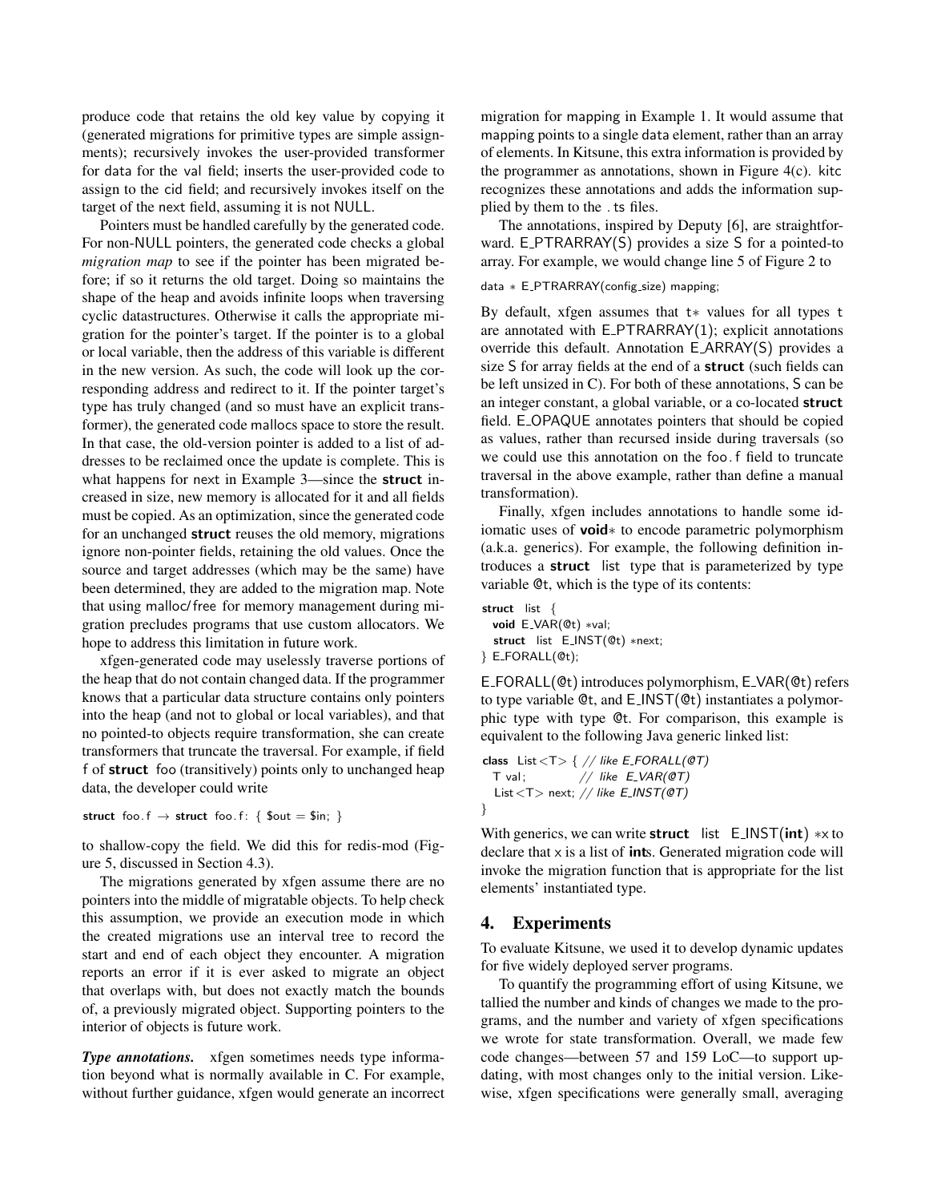produce code that retains the old key value by copying it (generated migrations for primitive types are simple assignments); recursively invokes the user-provided transformer for data for the val field; inserts the user-provided code to assign to the cid field; and recursively invokes itself on the target of the next field, assuming it is not NULL.

Pointers must be handled carefully by the generated code. For non-NULL pointers, the generated code checks a global *migration map* to see if the pointer has been migrated before; if so it returns the old target. Doing so maintains the shape of the heap and avoids infinite loops when traversing cyclic datastructures. Otherwise it calls the appropriate migration for the pointer's target. If the pointer is to a global or local variable, then the address of this variable is different in the new version. As such, the code will look up the corresponding address and redirect to it. If the pointer target's type has truly changed (and so must have an explicit transformer), the generated code mallocs space to store the result. In that case, the old-version pointer is added to a list of addresses to be reclaimed once the update is complete. This is what happens for next in Example 3—since the **struct** increased in size, new memory is allocated for it and all fields must be copied. As an optimization, since the generated code for an unchanged **struct** reuses the old memory, migrations ignore non-pointer fields, retaining the old values. Once the source and target addresses (which may be the same) have been determined, they are added to the migration map. Note that using malloc/free for memory management during migration precludes programs that use custom allocators. We hope to address this limitation in future work.

xfgen-generated code may uselessly traverse portions of the heap that do not contain changed data. If the programmer knows that a particular data structure contains only pointers into the heap (and not to global or local variables), and that no pointed-to objects require transformation, she can create transformers that truncate the traversal. For example, if field f of **struct** foo (transitively) points only to unchanged heap data, the developer could write

```
struct foo.f → struct foo.f: { $out = $in; }
```

to shallow-copy the field. We did this for redis-mod (Figure 5, discussed in Section 4.3).

The migrations generated by xfgen assume there are no pointers into the middle of migratable objects. To help check this assumption, we provide an execution mode in which the created migrations use an interval tree to record the start and end of each object they encounter. A migration reports an error if it is ever asked to migrate an object that overlaps with, but does not exactly match the bounds of, a previously migrated object. Supporting pointers to the interior of objects is future work.

***Type annotations.*** xfgen sometimes needs type information beyond what is normally available in C. For example, without further guidance, xfgen would generate an incorrect migration for mapping in Example 1. It would assume that mapping points to a single data element, rather than an array of elements. In Kitsune, this extra information is provided by the programmer as annotations, shown in Figure 4(c). kitc recognizes these annotations and adds the information supplied by them to the .ts files.

The annotations, inspired by Deputy [6], are straightforward. E_PTRARRAY(S) provides a size S for a pointed-to array. For example, we would change line 5 of Figure 2 to

```
data * E_PTRARRAY(config_size) mapping;
```

By default, xfgen assumes that t* values for all types t are annotated with E_PTRARRAY(1); explicit annotations override this default. Annotation E_ARRAY(S) provides a size S for array fields at the end of a **struct** (such fields can be left unsized in C). For both of these annotations, S can be an integer constant, a global variable, or a co-located **struct** field. E_OPAQUE annotates pointers that should be copied as values, rather than recursed inside during traversals (so we could use this annotation on the foo.f field to truncate traversal in the above example, rather than define a manual transformation).

Finally, xfgen includes annotations to handle some idiomatic uses of **void*** to encode parametric polymorphism (a.k.a. generics). For example, the following definition introduces a **struct** list type that is parameterized by type variable @t, which is the type of its contents:

```
struct list {
  void E_VAR(@t) *val;
  struct list E_INST(@t) *next;
} E_FORALL(@t);
```

E_FORALL(@t) introduces polymorphism, E_VAR(@t) refers to type variable @t, and E_INST(@t) instantiates a polymorphic type with type @t. For comparison, this example is equivalent to the following Java generic linked list:

```
class List<T> { // like E_FORALL(@T)
  T val;          // like E_VAR(@T)
  List<T> next; // like E_INST(@T)
}
```

With generics, we can write **struct** list E_INST(**int**) *x to declare that x is a list of **int**s. Generated migration code will invoke the migration function that is appropriate for the list elements' instantiated type.

## 4. Experiments

To evaluate Kitsune, we used it to develop dynamic updates for five widely deployed server programs.

To quantify the programming effort of using Kitsune, we tallied the number and kinds of changes we made to the programs, and the number and variety of xfgen specifications we wrote for state transformation. Overall, we made few code changes—between 57 and 159 LoC—to support updating, with most changes only to the initial version. Likewise, xfgen specifications were generally small, averaging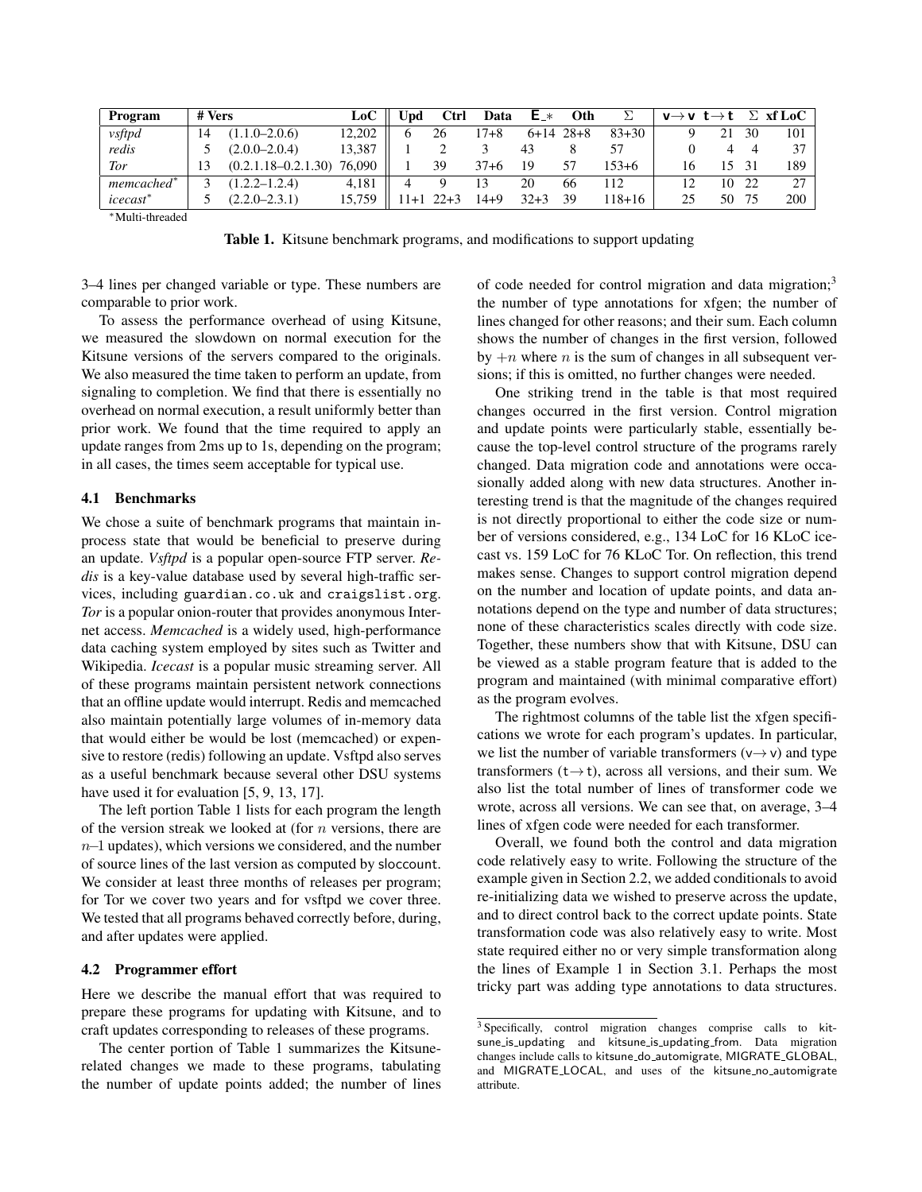| Program | # Vers | | LoC | Upd | Ctrl | Data | E_* | Oth | $\Sigma$ | v$\rightarrow$v | t$\rightarrow$t | $\Sigma$ | xf LoC |
|---|---|---|---|---|---|---|---|---|---|---|---|---|---|
| *vsftpd* | 14 | (1.1.0–2.0.6) | 12,202 | 6 | 26 | 17+8 | 6+14 | 28+8 | 83+30 | 9 | 21 | 30 | 101 |
| *redis* | 5 | (2.0.0–2.0.4) | 13,387 | 1 | 2 | 3 | 43 | 8 | 57 | 0 | 4 | 4 | 37 |
| *Tor* | 13 | (0.2.1.18–0.2.1.30) | 76,090 | 1 | 39 | 37+6 | 19 | 57 | 153+6 | 16 | 15 | 31 | 189 |
| *memcached*\* | 3 | (1.2.2–1.2.4) | 4,181 | 4 | 9 | 13 | 20 | 66 | 112 | 12 | 10 | 22 | 27 |
| *icecast*\* | 5 | (2.2.0–2.3.1) | 15,759 | 11+1 | 22+3 | 14+9 | 32+3 | 39 | 118+16 | 25 | 50 | 75 | 200 |

\*Multi-threaded

**Table 1.** Kitsune benchmark programs, and modifications to support updating

3–4 lines per changed variable or type. These numbers are comparable to prior work.

To assess the performance overhead of using Kitsune, we measured the slowdown on normal execution for the Kitsune versions of the servers compared to the originals. We also measured the time taken to perform an update, from signaling to completion. We find that there is essentially no overhead on normal execution, a result uniformly better than prior work. We found that the time required to apply an update ranges from 2ms up to 1s, depending on the program; in all cases, the times seem acceptable for typical use.

### 4.1 Benchmarks

We chose a suite of benchmark programs that maintain in-process state that would be beneficial to preserve during an update. *Vsftpd* is a popular open-source FTP server. *Redis* is a key-value database used by several high-traffic services, including guardian.co.uk and craigslist.org. *Tor* is a popular onion-router that provides anonymous Internet access. *Memcached* is a widely used, high-performance data caching system employed by sites such as Twitter and Wikipedia. *Icecast* is a popular music streaming server. All of these programs maintain persistent network connections that an offline update would interrupt. Redis and memcached also maintain potentially large volumes of in-memory data that would either be would be lost (memcached) or expensive to restore (redis) following an update. Vsftpd also serves as a useful benchmark because several other DSU systems have used it for evaluation [5, 9, 13, 17].

The left portion Table 1 lists for each program the length of the version streak we looked at (for $n$ versions, there are $n$–1 updates), which versions we considered, and the number of source lines of the last version as computed by sloccount. We consider at least three months of releases per program; for Tor we cover two years and for vsftpd we cover three. We tested that all programs behaved correctly before, during, and after updates were applied.

### 4.2 Programmer effort

Here we describe the manual effort that was required to prepare these programs for updating with Kitsune, and to craft updates corresponding to releases of these programs.

The center portion of Table 1 summarizes the Kitsune-related changes we made to these programs, tabulating the number of update points added; the number of lines of code needed for control migration and data migration;[3] the number of type annotations for xfgen; the number of lines changed for other reasons; and their sum. Each column shows the number of changes in the first version, followed by $+n$ where $n$ is the sum of changes in all subsequent versions; if this is omitted, no further changes were needed.

One striking trend in the table is that most required changes occurred in the first version. Control migration and update points were particularly stable, essentially because the top-level control structure of the programs rarely changed. Data migration code and annotations were occasionally added along with new data structures. Another interesting trend is that the magnitude of the changes required is not directly proportional to either the code size or number of versions considered, e.g., 134 LoC for 16 KLoC icecast vs. 159 LoC for 76 KLoC Tor. On reflection, this trend makes sense. Changes to support control migration depend on the number and location of update points, and data annotations depend on the type and number of data structures; none of these characteristics scales directly with code size. Together, these numbers show that with Kitsune, DSU can be viewed as a stable program feature that is added to the program and maintained (with minimal comparative effort) as the program evolves.

The rightmost columns of the table list the xfgen specifications we wrote for each program's updates. In particular, we list the number of variable transformers (v$\rightarrow$v) and type transformers (t$\rightarrow$t), across all versions, and their sum. We also list the total number of lines of transformer code we wrote, across all versions. We can see that, on average, 3–4 lines of xfgen code were needed for each transformer.

Overall, we found both the control and data migration code relatively easy to write. Following the structure of the example given in Section 2.2, we added conditionals to avoid re-initializing data we wished to preserve across the update, and to direct control back to the correct update points. State transformation code was also relatively easy to write. Most state required either no or very simple transformation along the lines of Example 1 in Section 3.1. Perhaps the most tricky part was adding type annotations to data structures.

[3] Specifically, control migration changes comprise calls to kitsune_is_updating and kitsune_is_updating_from. Data migration changes include calls to kitsune_do_automigrate, MIGRATE_GLOBAL, and MIGRATE_LOCAL, and uses of the kitsune_no_automigrate attribute.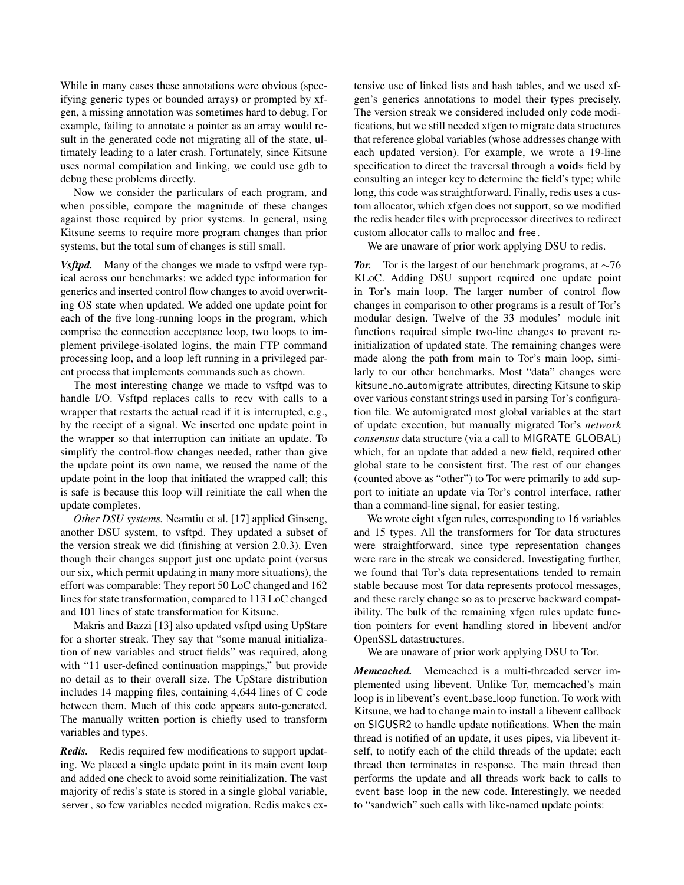While in many cases these annotations were obvious (specifying generic types or bounded arrays) or prompted by xfgen, a missing annotation was sometimes hard to debug. For example, failing to annotate a pointer as an array would result in the generated code not migrating all of the state, ultimately leading to a later crash. Fortunately, since Kitsune uses normal compilation and linking, we could use gdb to debug these problems directly.

Now we consider the particulars of each program, and when possible, compare the magnitude of these changes against those required by prior systems. In general, using Kitsune seems to require more program changes than prior systems, but the total sum of changes is still small.

***Vsftpd.*** Many of the changes we made to vsftpd were typical across our benchmarks: we added type information for generics and inserted control flow changes to avoid overwriting OS state when updated. We added one update point for each of the five long-running loops in the program, which comprise the connection acceptance loop, two loops to implement privilege-isolated logins, the main FTP command processing loop, and a loop left running in a privileged parent process that implements commands such as chown.

The most interesting change we made to vsftpd was to handle I/O. Vsftpd replaces calls to recv with calls to a wrapper that restarts the actual read if it is interrupted, e.g., by the receipt of a signal. We inserted one update point in the wrapper so that interruption can initiate an update. To simplify the control-flow changes needed, rather than give the update point its own name, we reused the name of the update point in the loop that initiated the wrapped call; this is safe is because this loop will reinitiate the call when the update completes.

*Other DSU systems.* Neamtiu et al. [17] applied Ginseng, another DSU system, to vsftpd. They updated a subset of the version streak we did (finishing at version 2.0.3). Even though their changes support just one update point (versus our six, which permit updating in many more situations), the effort was comparable: They report 50 LoC changed and 162 lines for state transformation, compared to 113 LoC changed and 101 lines of state transformation for Kitsune.

Makris and Bazzi [13] also updated vsftpd using UpStare for a shorter streak. They say that "some manual initialization of new variables and struct fields" was required, along with "11 user-defined continuation mappings," but provide no detail as to their overall size. The UpStare distribution includes 14 mapping files, containing 4,644 lines of C code between them. Much of this code appears auto-generated. The manually written portion is chiefly used to transform variables and types.

***Redis.*** Redis required few modifications to support updating. We placed a single update point in its main event loop and added one check to avoid some reinitialization. The vast majority of redis's state is stored in a single global variable, server, so few variables needed migration. Redis makes extensive use of linked lists and hash tables, and we used xfgen's generics annotations to model their types precisely. The version streak we considered included only code modifications, but we still needed xfgen to migrate data structures that reference global variables (whose addresses change with each updated version). For example, we wrote a 19-line specification to direct the traversal through a **void**∗ field by consulting an integer key to determine the field's type; while long, this code was straightforward. Finally, redis uses a custom allocator, which xfgen does not support, so we modified the redis header files with preprocessor directives to redirect custom allocator calls to malloc and free.

We are unaware of prior work applying DSU to redis.

***Tor.*** Tor is the largest of our benchmark programs, at ∼76 KLoC. Adding DSU support required one update point in Tor's main loop. The larger number of control flow changes in comparison to other programs is a result of Tor's modular design. Twelve of the 33 modules' module_init functions required simple two-line changes to prevent reinitialization of updated state. The remaining changes were made along the path from main to Tor's main loop, similarly to our other benchmarks. Most "data" changes were kitsune_no_automigrate attributes, directing Kitsune to skip over various constant strings used in parsing Tor's configuration file. We automigrated most global variables at the start of update execution, but manually migrated Tor's *network consensus* data structure (via a call to MIGRATE_GLOBAL) which, for an update that added a new field, required other global state to be consistent first. The rest of our changes (counted above as "other") to Tor were primarily to add support to initiate an update via Tor's control interface, rather than a command-line signal, for easier testing.

We wrote eight xfgen rules, corresponding to 16 variables and 15 types. All the transformers for Tor data structures were straightforward, since type representation changes were rare in the streak we considered. Investigating further, we found that Tor's data representations tended to remain stable because most Tor data represents protocol messages, and these rarely change so as to preserve backward compatibility. The bulk of the remaining xfgen rules update function pointers for event handling stored in libevent and/or OpenSSL datastructures.

We are unaware of prior work applying DSU to Tor.

***Memcached.*** Memcached is a multi-threaded server implemented using libevent. Unlike Tor, memcached's main loop is in libevent's event_base_loop function. To work with Kitsune, we had to change main to install a libevent callback on SIGUSR2 to handle update notifications. When the main thread is notified of an update, it uses pipes, via libevent itself, to notify each of the child threads of the update; each thread then terminates in response. The main thread then performs the update and all threads work back to calls to event_base_loop in the new code. Interestingly, we needed to "sandwich" such calls with like-named update points: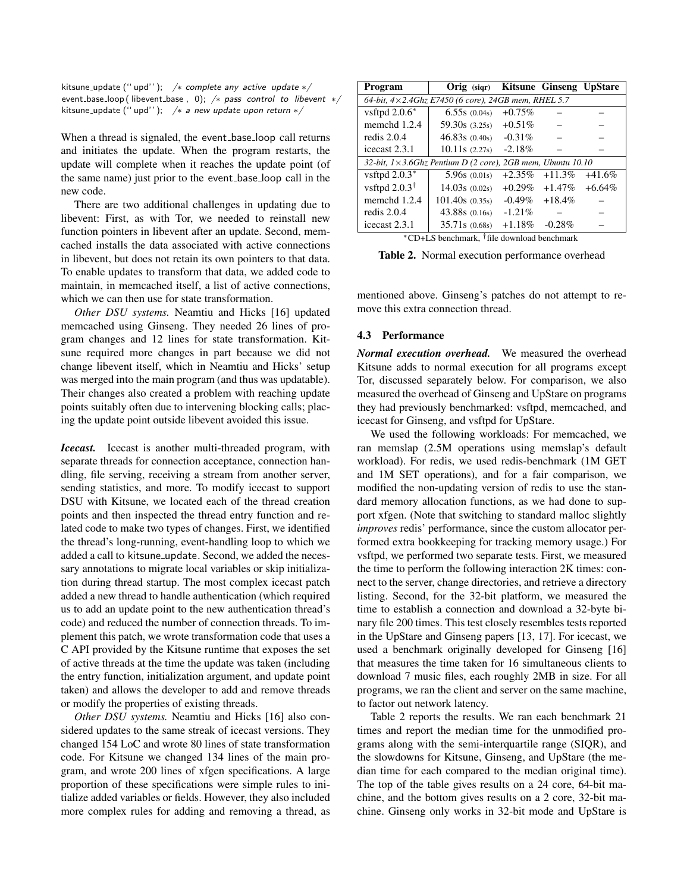```
kitsune_update (''upd'');   /* complete any active update */
event_base_loop(libevent_base, 0); /* pass control to libevent */
kitsune_update (''upd'');   /* a new update upon return */
```

When a thread is signaled, the event_base_loop call returns and initiates the update. When the program restarts, the update will complete when it reaches the update point (of the same name) just prior to the event_base_loop call in the new code.

There are two additional challenges in updating due to libevent: First, as with Tor, we needed to reinstall new function pointers in libevent after an update. Second, memcached installs the data associated with active connections in libevent, but does not retain its own pointers to that data. To enable updates to transform that data, we added code to maintain, in memcached itself, a list of active connections, which we can then use for state transformation.

*Other DSU systems.* Neamtiu and Hicks [16] updated memcached using Ginseng. They needed 26 lines of program changes and 12 lines for state transformation. Kitsune required more changes in part because we did not change libevent itself, which in Neamtiu and Hicks' setup was merged into the main program (and thus was updatable). Their changes also created a problem with reaching update points suitably often due to intervening blocking calls; placing the update point outside libevent avoided this issue.

***Icecast.*** Icecast is another multi-threaded program, with separate threads for connection acceptance, connection handling, file serving, receiving a stream from another server, sending statistics, and more. To modify icecast to support DSU with Kitsune, we located each of the thread creation points and then inspected the thread entry function and related code to make two types of changes. First, we identified the thread's long-running, event-handling loop to which we added a call to kitsune_update. Second, we added the necessary annotations to migrate local variables or skip initialization during thread startup. The most complex icecast patch added a new thread to handle authentication (which required us to add an update point to the new authentication thread's code) and reduced the number of connection threads. To implement this patch, we wrote transformation code that uses a C API provided by the Kitsune runtime that exposes the set of active threads at the time the update was taken (including the entry function, initialization argument, and update point taken) and allows the developer to add and remove threads or modify the properties of existing threads.

*Other DSU systems.* Neamtiu and Hicks [16] also considered updates to the same streak of icecast versions. They changed 154 LoC and wrote 80 lines of state transformation code. For Kitsune we changed 134 lines of the main program, and wrote 200 lines of xfgen specifications. A large proportion of these specifications were simple rules to initialize added variables or fields. However, they also included more complex rules for adding and removing a thread, as mentioned above. Ginseng's patches do not attempt to remove this extra connection thread.

| Program | Orig (siqr) | Kitsune | Ginseng | UpStare |
|---|---|---|---|---|
| *64-bit, 4×2.4Ghz E7450 (6 core), 24GB mem, RHEL 5.7* | | | | |
| vsftpd 2.0.6* | 6.55s (0.04s) | +0.75% | – | – |
| memchd 1.2.4 | 59.30s (3.25s) | +0.51% | – | – |
| redis 2.0.4 | 46.83s (0.40s) | -0.31% | – | – |
| icecast 2.3.1 | 10.11s (2.27s) | -2.18% | – | – |
| *32-bit, 1×3.6Ghz Pentium D (2 core), 2GB mem, Ubuntu 10.10* | | | | |
| vsftpd 2.0.3* | 5.96s (0.01s) | +2.35% | +11.3% | +41.6% |
| vsftpd 2.0.3† | 14.03s (0.02s) | +0.29% | +1.47% | +6.64% |
| memchd 1.2.4 | 101.40s (0.35s) | -0.49% | +18.4% | – |
| redis 2.0.4 | 43.88s (0.16s) | -1.21% | – | – |
| icecast 2.3.1 | 35.71s (0.68s) | +1.18% | -0.28% | – |

*CD+LS benchmark, †file download benchmark

**Table 2.** Normal execution performance overhead

### 4.3 Performance

***Normal execution overhead.*** We measured the overhead Kitsune adds to normal execution for all programs except Tor, discussed separately below. For comparison, we also measured the overhead of Ginseng and UpStare on programs they had previously benchmarked: vsftpd, memcached, and icecast for Ginseng, and vsftpd for UpStare.

We used the following workloads: For memcached, we ran memslap (2.5M operations using memslap's default workload). For redis, we used redis-benchmark (1M GET and 1M SET operations), and for a fair comparison, we modified the non-updating version of redis to use the standard memory allocation functions, as we had done to support xfgen. (Note that switching to standard malloc slightly *improves* redis' performance, since the custom allocator performed extra bookkeeping for tracking memory usage.) For vsftpd, we performed two separate tests. First, we measured the time to perform the following interaction 2K times: connect to the server, change directories, and retrieve a directory listing. Second, for the 32-bit platform, we measured the time to establish a connection and download a 32-byte binary file 200 times. This test closely resembles tests reported in the UpStare and Ginseng papers [13, 17]. For icecast, we used a benchmark originally developed for Ginseng [16] that measures the time taken for 16 simultaneous clients to download 7 music files, each roughly 2MB in size. For all programs, we ran the client and server on the same machine, to factor out network latency.

Table 2 reports the results. We ran each benchmark 21 times and report the median time for the unmodified programs along with the semi-interquartile range (SIQR), and the slowdowns for Kitsune, Ginseng, and UpStare (the median time for each compared to the median original time). The top of the table gives results on a 24 core, 64-bit machine, and the bottom gives results on a 2 core, 32-bit machine. Ginseng only works in 32-bit mode and UpStare is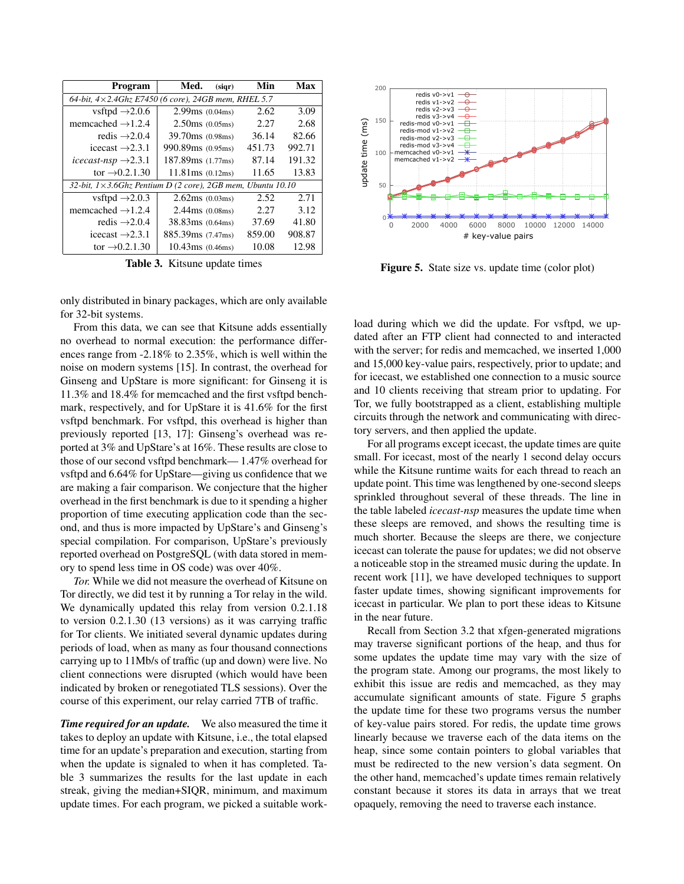| Program | Med. (siqr) | Min | Max |
|---|---|---|---|
| *64-bit, 4×2.4Ghz E7450 (6 core), 24GB mem, RHEL 5.7* | | | |
| vsftpd →2.0.6 | 2.99ms (0.04ms) | 2.62 | 3.09 |
| memcached →1.2.4 | 2.50ms (0.05ms) | 2.27 | 2.68 |
| redis →2.0.4 | 39.70ms (0.98ms) | 36.14 | 82.66 |
| icecast →2.3.1 | 990.89ms (0.95ms) | 451.73 | 992.71 |
| *icecast-nsp* →2.3.1 | 187.89ms (1.77ms) | 87.14 | 191.32 |
| tor →0.2.1.30 | 11.81ms (0.12ms) | 11.65 | 13.83 |
| *32-bit, 1×3.6Ghz Pentium D (2 core), 2GB mem, Ubuntu 10.10* | | | |
| vsftpd →2.0.3 | 2.62ms (0.03ms) | 2.52 | 2.71 |
| memcached →1.2.4 | 2.44ms (0.08ms) | 2.27 | 3.12 |
| redis →2.0.4 | 38.83ms (0.64ms) | 37.69 | 41.80 |
| icecast →2.3.1 | 885.39ms (7.47ms) | 859.00 | 908.87 |
| tor →0.2.1.30 | 10.43ms (0.46ms) | 10.08 | 12.98 |

**Table 3.** Kitsune update times

only distributed in binary packages, which are only available for 32-bit systems.

From this data, we can see that Kitsune adds essentially no overhead to normal execution: the performance differences range from -2.18% to 2.35%, which is well within the noise on modern systems [15]. In contrast, the overhead for Ginseng and UpStare is more significant: for Ginseng it is 11.3% and 18.4% for memcached and the first vsftpd benchmark, respectively, and for UpStare it is 41.6% for the first vsftpd benchmark. For vsftpd, this overhead is higher than previously reported [13, 17]: Ginseng's overhead was reported at 3% and UpStare's at 16%. These results are close to those of our second vsftpd benchmark— 1.47% overhead for vsftpd and 6.64% for UpStare—giving us confidence that we are making a fair comparison. We conjecture that the higher overhead in the first benchmark is due to it spending a higher proportion of time executing application code than the second, and thus is more impacted by UpStare's and Ginseng's special compilation. For comparison, UpStare's previously reported overhead on PostgreSQL (with data stored in memory to spend less time in OS code) was over 40%.

*Tor.* While we did not measure the overhead of Kitsune on Tor directly, we did test it by running a Tor relay in the wild. We dynamically updated this relay from version 0.2.1.18 to version 0.2.1.30 (13 versions) as it was carrying traffic for Tor clients. We initiated several dynamic updates during periods of load, when as many as four thousand connections carrying up to 11Mb/s of traffic (up and down) were live. No client connections were disrupted (which would have been indicated by broken or renegotiated TLS sessions). Over the course of this experiment, our relay carried 7TB of traffic.

***Time required for an update.*** We also measured the time it takes to deploy an update with Kitsune, i.e., the total elapsed time for an update's preparation and execution, starting from when the update is signaled to when it has completed. Table 3 summarizes the results for the last update in each streak, giving the median+SIQR, minimum, and maximum update times. For each program, we picked a suitable workload during which we did the update. For vsftpd, we updated after an FTP client had connected to and interacted with the server; for redis and memcached, we inserted 1,000 and 15,000 key-value pairs, respectively, prior to update; and for icecast, we established one connection to a music source and 10 clients receiving that stream prior to updating. For Tor, we fully bootstrapped as a client, establishing multiple circuits through the network and communicating with directory servers, and then applied the update.

**Figure 5.** State size vs. update time (color plot)

For all programs except icecast, the update times are quite small. For icecast, most of the nearly 1 second delay occurs while the Kitsune runtime waits for each thread to reach an update point. This time was lengthened by one-second sleeps sprinkled throughout several of these threads. The line in the table labeled *icecast-nsp* measures the update time when these sleeps are removed, and shows the resulting time is much shorter. Because the sleeps are there, we conjecture icecast can tolerate the pause for updates; we did not observe a noticeable stop in the streamed music during the update. In recent work [11], we have developed techniques to support faster update times, showing significant improvements for icecast in particular. We plan to port these ideas to Kitsune in the near future.

Recall from Section 3.2 that xfgen-generated migrations may traverse significant portions of the heap, and thus for some updates the update time may vary with the size of the program state. Among our programs, the most likely to exhibit this issue are redis and memcached, as they may accumulate significant amounts of state. Figure 5 graphs the update time for these two programs versus the number of key-value pairs stored. For redis, the update time grows linearly because we traverse each of the data items on the heap, since some contain pointers to global variables that must be redirected to the new version's data segment. On the other hand, memcached's update times remain relatively constant because it stores its data in arrays that we treat opaquely, removing the need to traverse each instance.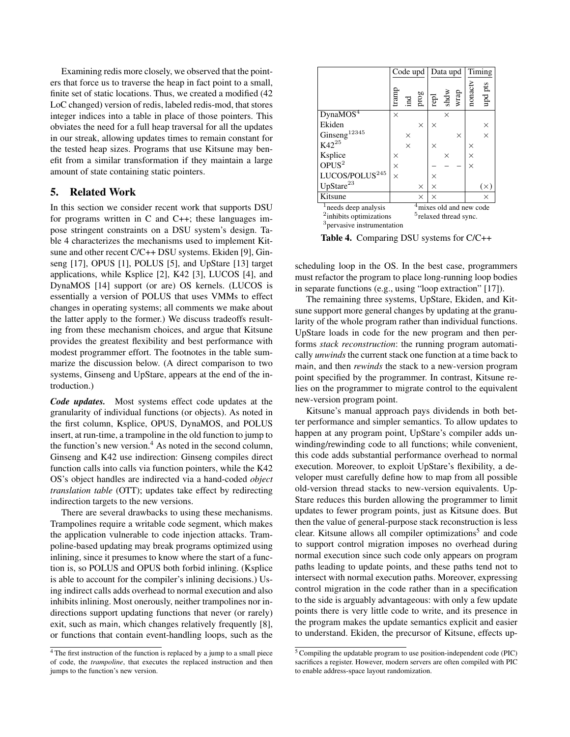Examining redis more closely, we observed that the pointers that force us to traverse the heap in fact point to a small, finite set of static locations. Thus, we created a modified (42 LoC changed) version of redis, labeled redis-mod, that stores integer indices into a table in place of those pointers. This obviates the need for a full heap traversal for all the updates in our streak, allowing updates times to remain constant for the tested heap sizes. Programs that use Kitsune may benefit from a similar transformation if they maintain a large amount of state containing static pointers.

## 5. Related Work

In this section we consider recent work that supports DSU for programs written in C and C++; these languages impose stringent constraints on a DSU system's design. Table 4 characterizes the mechanisms used to implement Kitsune and other recent C/C++ DSU systems. Ekiden [9], Ginseng [17], OPUS [1], POLUS [5], and UpStare [13] target applications, while Ksplice [2], K42 [3], LUCOS [4], and DynaMOS [14] support (or are) OS kernels. (LUCOS is essentially a version of POLUS that uses VMMs to effect changes in operating systems; all comments we make about the latter apply to the former.) We discuss tradeoffs resulting from these mechanism choices, and argue that Kitsune provides the greatest flexibility and best performance with modest programmer effort. The footnotes in the table summarize the discussion below. (A direct comparison to two systems, Ginseng and UpStare, appears at the end of the introduction.)

| | Code upd | | | Data upd | | | Timing | |
|---|---|---|---|---|---|---|---|---|
| | tramp | ind | prog | repl | shdw | wrap | nonactv | upd pts |
| DynaMOS[4] | × | | | | × | | | |
| Ekiden | | | × | × | | | | × |
| Ginseng[12345] | | × | | | | × | | × |
| K42[25] | | × | | × | | | × | |
| Ksplice | × | | | | × | | × | |
| OPUS[2] | × | | | – | – | – | × | |
| LUCOS/POLUS[245] | × | | | × | | | | |
| UpStare[23] | | | × | × | | | | (×) |
| Kitsune | | | × | × | | | | × |

[1] needs deep analysis
[2] inhibits optimizations
[3] pervasive instrumentation
[4] mixes old and new code
[5] relaxed thread sync.

**Table 4.** Comparing DSU systems for C/C++

***Code updates.*** Most systems effect code updates at the granularity of individual functions (or objects). As noted in the first column, Ksplice, OPUS, DynaMOS, and POLUS insert, at run-time, a trampoline in the old function to jump to the function's new version.[4] As noted in the second column, Ginseng and K42 use indirection: Ginseng compiles direct function calls into calls via function pointers, while the K42 OS's object handles are indirected via a hand-coded *object translation table* (OTT); updates take effect by redirecting indirection targets to the new versions.

There are several drawbacks to using these mechanisms. Trampolines require a writable code segment, which makes the application vulnerable to code injection attacks. Trampoline-based updating may break programs optimized using inlining, since it presumes to know where the start of a function is, so POLUS and OPUS both forbid inlining. (Ksplice is able to account for the compiler's inlining decisions.) Using indirect calls adds overhead to normal execution and also inhibits inlining. Most onerously, neither trampolines nor indirections support updating functions that never (or rarely) exit, such as main, which changes relatively frequently [8], or functions that contain event-handling loops, such as the scheduling loop in the OS. In the best case, programmers must refactor the program to place long-running loop bodies in separate functions (e.g., using "loop extraction" [17]).

The remaining three systems, UpStare, Ekiden, and Kitsune support more general changes by updating at the granularity of the whole program rather than individual functions. UpStare loads in code for the new program and then performs *stack reconstruction*: the running program automatically *unwinds* the current stack one function at a time back to main, and then *rewinds* the stack to a new-version program point specified by the programmer. In contrast, Kitsune relies on the programmer to migrate control to the equivalent new-version program point.

Kitsune's manual approach pays dividends in both better performance and simpler semantics. To allow updates to happen at any program point, UpStare's compiler adds unwinding/rewinding code to all functions; while convenient, this code adds substantial performance overhead to normal execution. Moreover, to exploit UpStare's flexibility, a developer must carefully define how to map from all possible old-version thread stacks to new-version equivalents. UpStare reduces this burden allowing the programmer to limit updates to fewer program points, just as Kitsune does. But then the value of general-purpose stack reconstruction is less clear. Kitsune allows all compiler optimizations[5] and code to support control migration imposes no overhead during normal execution since such code only appears on program paths leading to update points, and these paths tend not to intersect with normal execution paths. Moreover, expressing control migration in the code rather than in a specification to the side is arguably advantageous: with only a few update points there is very little code to write, and its presence in the program makes the update semantics explicit and easier to understand. Ekiden, the precursor of Kitsune, effects up-

[4] The first instruction of the function is replaced by a jump to a small piece of code, the *trampoline*, that executes the replaced instruction and then jumps to the function's new version.

[5] Compiling the updatable program to use position-independent code (PIC) sacrifices a register. However, modern servers are often compiled with PIC to enable address-space layout randomization.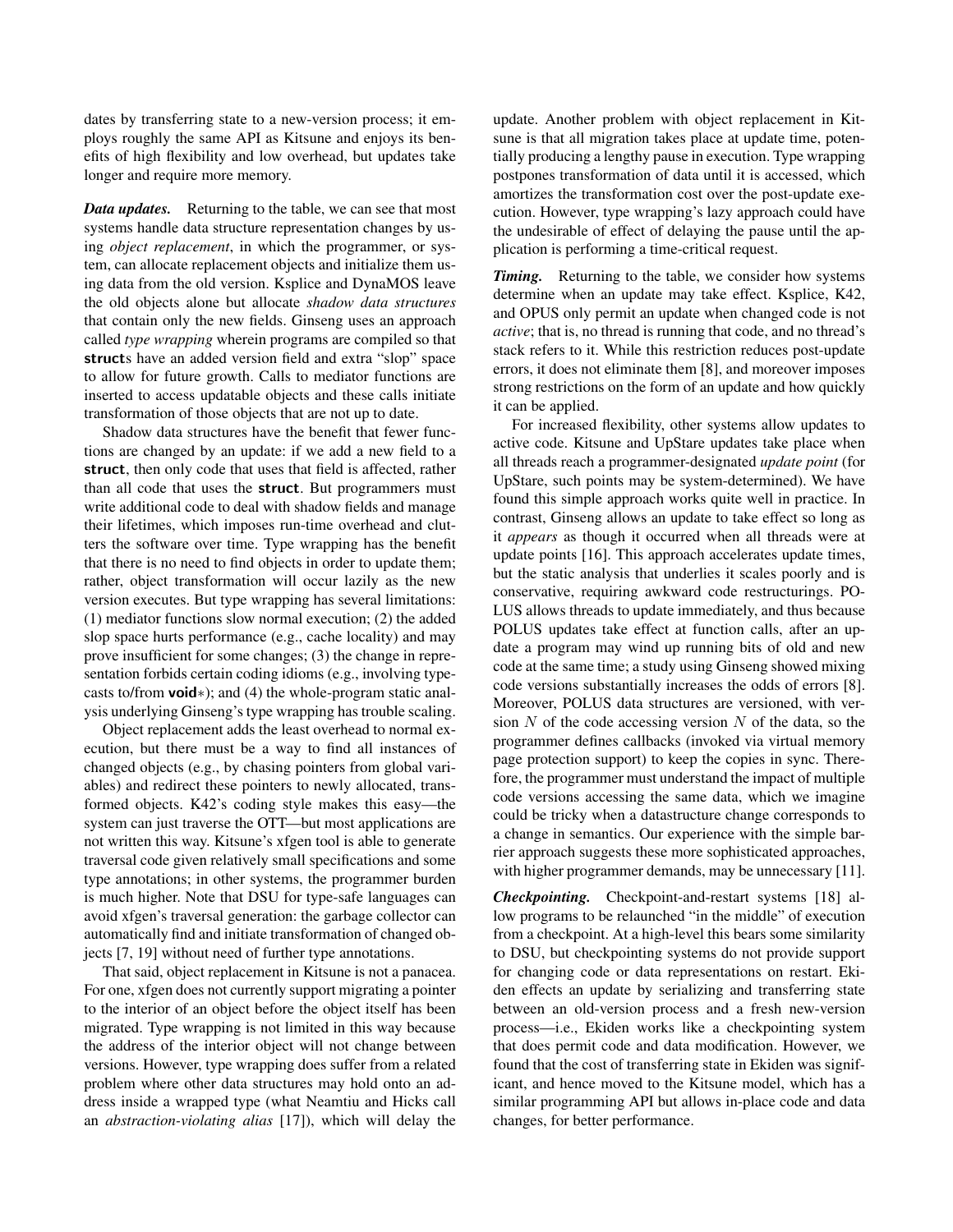dates by transferring state to a new-version process; it employs roughly the same API as Kitsune and enjoys its benefits of high flexibility and low overhead, but updates take longer and require more memory.

***Data updates.*** Returning to the table, we can see that most systems handle data structure representation changes by using *object replacement*, in which the programmer, or system, can allocate replacement objects and initialize them using data from the old version. Ksplice and DynaMOS leave the old objects alone but allocate *shadow data structures* that contain only the new fields. Ginseng uses an approach called *type wrapping* wherein programs are compiled so that **struct**s have an added version field and extra "slop" space to allow for future growth. Calls to mediator functions are inserted to access updatable objects and these calls initiate transformation of those objects that are not up to date.

Shadow data structures have the benefit that fewer functions are changed by an update: if we add a new field to a **struct**, then only code that uses that field is affected, rather than all code that uses the **struct**. But programmers must write additional code to deal with shadow fields and manage their lifetimes, which imposes run-time overhead and clutters the software over time. Type wrapping has the benefit that there is no need to find objects in order to update them; rather, object transformation will occur lazily as the new version executes. But type wrapping has several limitations: (1) mediator functions slow normal execution; (2) the added slop space hurts performance (e.g., cache locality) and may prove insufficient for some changes; (3) the change in representation forbids certain coding idioms (e.g., involving typecasts to/from **void**∗); and (4) the whole-program static analysis underlying Ginseng's type wrapping has trouble scaling.

Object replacement adds the least overhead to normal execution, but there must be a way to find all instances of changed objects (e.g., by chasing pointers from global variables) and redirect these pointers to newly allocated, transformed objects. K42's coding style makes this easy—the system can just traverse the OTT—but most applications are not written this way. Kitsune's xfgen tool is able to generate traversal code given relatively small specifications and some type annotations; in other systems, the programmer burden is much higher. Note that DSU for type-safe languages can avoid xfgen's traversal generation: the garbage collector can automatically find and initiate transformation of changed objects [7, 19] without need of further type annotations.

That said, object replacement in Kitsune is not a panacea. For one, xfgen does not currently support migrating a pointer to the interior of an object before the object itself has been migrated. Type wrapping is not limited in this way because the address of the interior object will not change between versions. However, type wrapping does suffer from a related problem where other data structures may hold onto an address inside a wrapped type (what Neamtiu and Hicks call an *abstraction-violating alias* [17]), which will delay the update. Another problem with object replacement in Kitsune is that all migration takes place at update time, potentially producing a lengthy pause in execution. Type wrapping postpones transformation of data until it is accessed, which amortizes the transformation cost over the post-update execution. However, type wrapping's lazy approach could have the undesirable of effect of delaying the pause until the application is performing a time-critical request.

***Timing.*** Returning to the table, we consider how systems determine when an update may take effect. Ksplice, K42, and OPUS only permit an update when changed code is not *active*; that is, no thread is running that code, and no thread's stack refers to it. While this restriction reduces post-update errors, it does not eliminate them [8], and moreover imposes strong restrictions on the form of an update and how quickly it can be applied.

For increased flexibility, other systems allow updates to active code. Kitsune and UpStare updates take place when all threads reach a programmer-designated *update point* (for UpStare, such points may be system-determined). We have found this simple approach works quite well in practice. In contrast, Ginseng allows an update to take effect so long as it *appears* as though it occurred when all threads were at update points [16]. This approach accelerates update times, but the static analysis that underlies it scales poorly and is conservative, requiring awkward code restructurings. POLUS allows threads to update immediately, and thus because POLUS updates take effect at function calls, after an update a program may wind up running bits of old and new code at the same time; a study using Ginseng showed mixing code versions substantially increases the odds of errors [8]. Moreover, POLUS data structures are versioned, with version $N$ of the code accessing version $N$ of the data, so the programmer defines callbacks (invoked via virtual memory page protection support) to keep the copies in sync. Therefore, the programmer must understand the impact of multiple code versions accessing the same data, which we imagine could be tricky when a datastructure change corresponds to a change in semantics. Our experience with the simple barrier approach suggests these more sophisticated approaches, with higher programmer demands, may be unnecessary [11].

***Checkpointing.*** Checkpoint-and-restart systems [18] allow programs to be relaunched "in the middle" of execution from a checkpoint. At a high-level this bears some similarity to DSU, but checkpointing systems do not provide support for changing code or data representations on restart. Ekiden effects an update by serializing and transferring state between an old-version process and a fresh new-version process—i.e., Ekiden works like a checkpointing system that does permit code and data modification. However, we found that the cost of transferring state in Ekiden was significant, and hence moved to the Kitsune model, which has a similar programming API but allows in-place code and data changes, for better performance.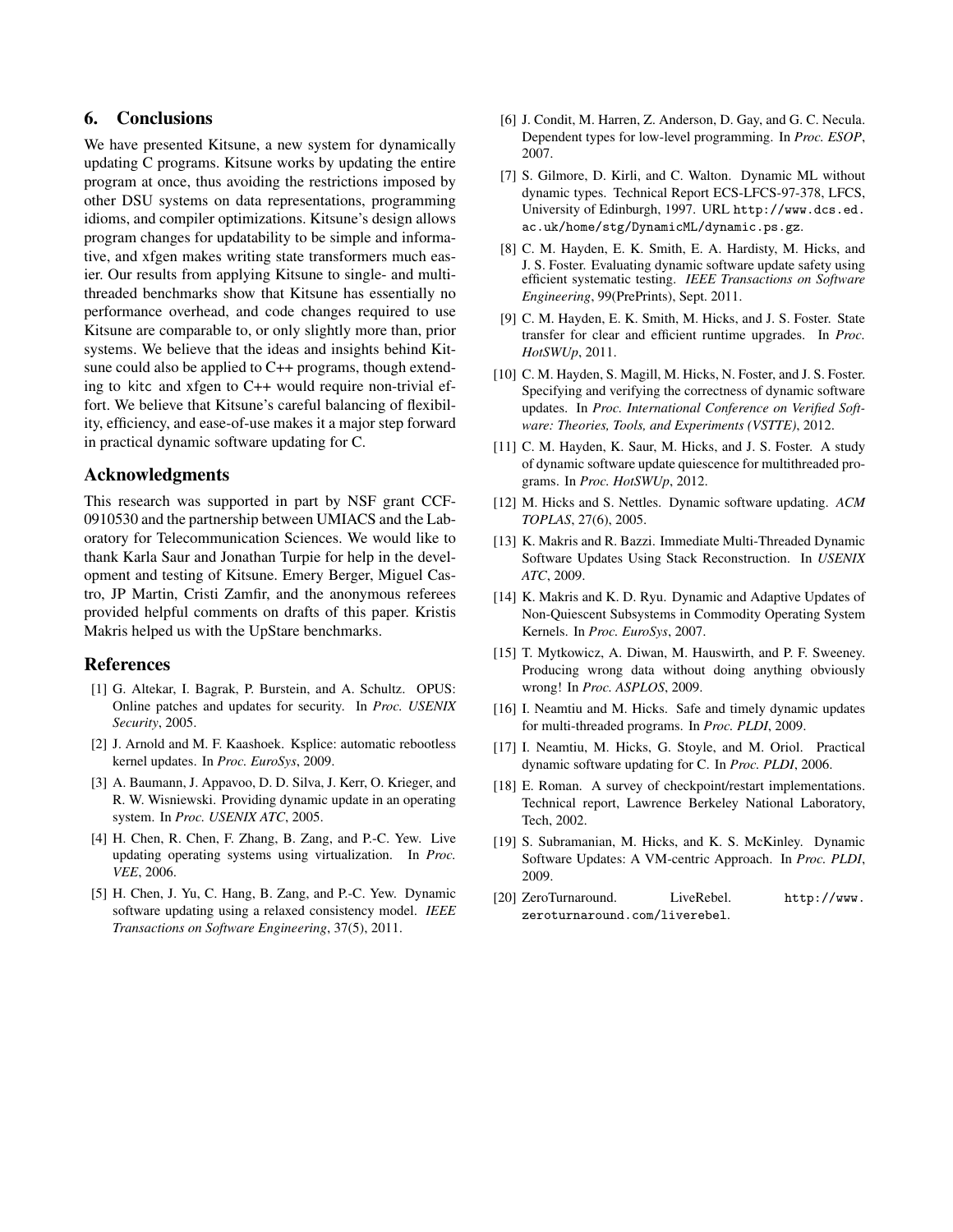## 6. Conclusions

We have presented Kitsune, a new system for dynamically updating C programs. Kitsune works by updating the entire program at once, thus avoiding the restrictions imposed by other DSU systems on data representations, programming idioms, and compiler optimizations. Kitsune's design allows program changes for updatability to be simple and informative, and xfgen makes writing state transformers much easier. Our results from applying Kitsune to single- and multi-threaded benchmarks show that Kitsune has essentially no performance overhead, and code changes required to use Kitsune are comparable to, or only slightly more than, prior systems. We believe that the ideas and insights behind Kitsune could also be applied to C++ programs, though extending to kitc and xfgen to C++ would require non-trivial effort. We believe that Kitsune's careful balancing of flexibility, efficiency, and ease-of-use makes it a major step forward in practical dynamic software updating for C.

## Acknowledgments

This research was supported in part by NSF grant CCF-0910530 and the partnership between UMIACS and the Laboratory for Telecommunication Sciences. We would like to thank Karla Saur and Jonathan Turpie for help in the development and testing of Kitsune. Emery Berger, Miguel Castro, JP Martin, Cristi Zamfir, and the anonymous referees provided helpful comments on drafts of this paper. Kristis Makris helped us with the UpStare benchmarks.

## References

[1] G. Altekar, I. Bagrak, P. Burstein, and A. Schultz. OPUS: Online patches and updates for security. In *Proc. USENIX Security*, 2005.

[2] J. Arnold and M. F. Kaashoek. Ksplice: automatic rebootless kernel updates. In *Proc. EuroSys*, 2009.

[3] A. Baumann, J. Appavoo, D. D. Silva, J. Kerr, O. Krieger, and R. W. Wisniewski. Providing dynamic update in an operating system. In *Proc. USENIX ATC*, 2005.

[4] H. Chen, R. Chen, F. Zhang, B. Zang, and P.-C. Yew. Live updating operating systems using virtualization. In *Proc. VEE*, 2006.

[5] H. Chen, J. Yu, C. Hang, B. Zang, and P.-C. Yew. Dynamic software updating using a relaxed consistency model. *IEEE Transactions on Software Engineering*, 37(5), 2011.

[6] J. Condit, M. Harren, Z. Anderson, D. Gay, and G. C. Necula. Dependent types for low-level programming. In *Proc. ESOP*, 2007.

[7] S. Gilmore, D. Kirli, and C. Walton. Dynamic ML without dynamic types. Technical Report ECS-LFCS-97-378, LFCS, University of Edinburgh, 1997. URL `http://www.dcs.ed.ac.uk/home/stg/DynamicML/dynamic.ps.gz`.

[8] C. M. Hayden, E. K. Smith, E. A. Hardisty, M. Hicks, and J. S. Foster. Evaluating dynamic software update safety using efficient systematic testing. *IEEE Transactions on Software Engineering*, 99(PrePrints), Sept. 2011.

[9] C. M. Hayden, E. K. Smith, M. Hicks, and J. S. Foster. State transfer for clear and efficient runtime upgrades. In *Proc. HotSWUp*, 2011.

[10] C. M. Hayden, S. Magill, M. Hicks, N. Foster, and J. S. Foster. Specifying and verifying the correctness of dynamic software updates. In *Proc. International Conference on Verified Software: Theories, Tools, and Experiments (VSTTE)*, 2012.

[11] C. M. Hayden, K. Saur, M. Hicks, and J. S. Foster. A study of dynamic software update quiescence for multithreaded programs. In *Proc. HotSWUp*, 2012.

[12] M. Hicks and S. Nettles. Dynamic software updating. *ACM TOPLAS*, 27(6), 2005.

[13] K. Makris and R. Bazzi. Immediate Multi-Threaded Dynamic Software Updates Using Stack Reconstruction. In *USENIX ATC*, 2009.

[14] K. Makris and K. D. Ryu. Dynamic and Adaptive Updates of Non-Quiescent Subsystems in Commodity Operating System Kernels. In *Proc. EuroSys*, 2007.

[15] T. Mytkowicz, A. Diwan, M. Hauswirth, and P. F. Sweeney. Producing wrong data without doing anything obviously wrong! In *Proc. ASPLOS*, 2009.

[16] I. Neamtiu and M. Hicks. Safe and timely dynamic updates for multi-threaded programs. In *Proc. PLDI*, 2009.

[17] I. Neamtiu, M. Hicks, G. Stoyle, and M. Oriol. Practical dynamic software updating for C. In *Proc. PLDI*, 2006.

[18] E. Roman. A survey of checkpoint/restart implementations. Technical report, Lawrence Berkeley National Laboratory, Tech, 2002.

[19] S. Subramanian, M. Hicks, and K. S. McKinley. Dynamic Software Updates: A VM-centric Approach. In *Proc. PLDI*, 2009.

[20] ZeroTurnaround. LiveRebel. `http://www.zeroturnaround.com/liverebel`.